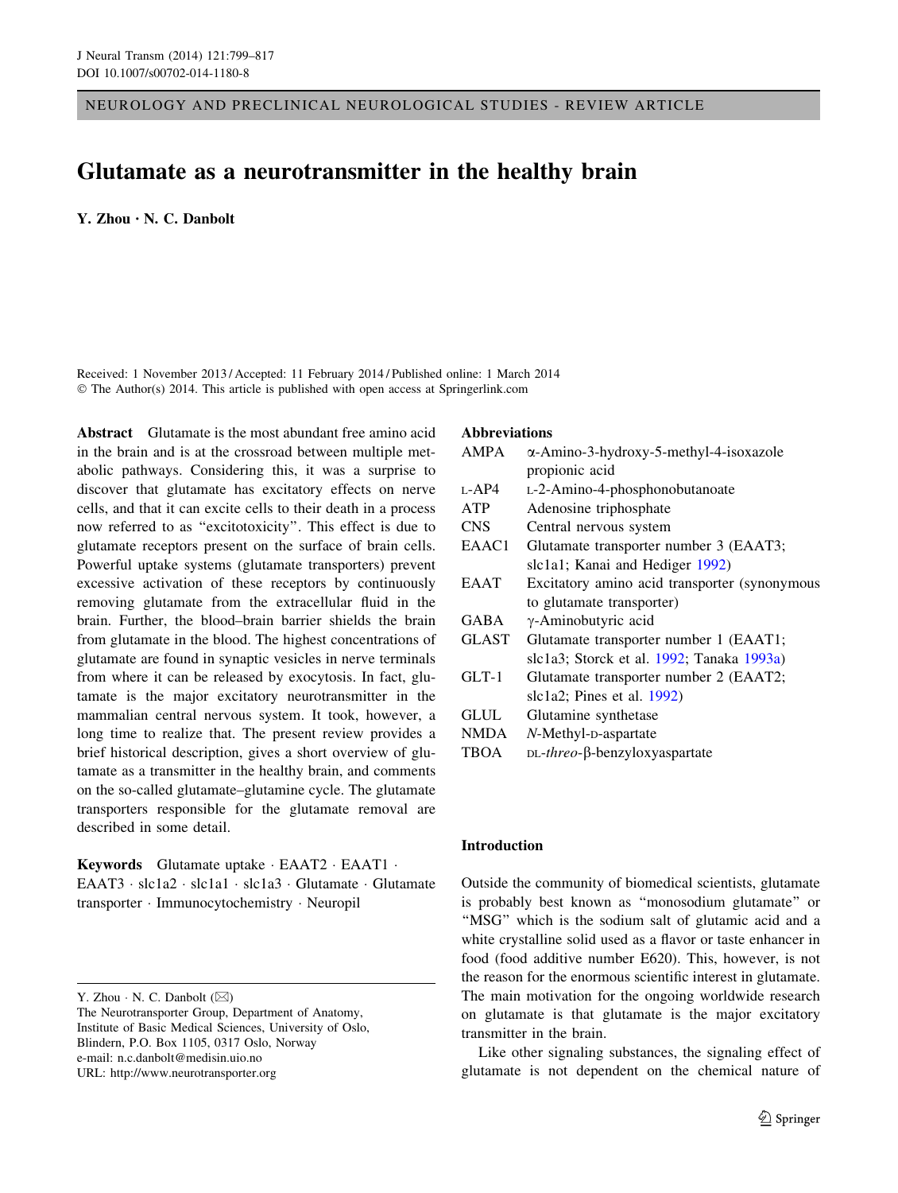NEUROLOGY AND PRECLINICAL NEUROLOGICAL STUDIES - REVIEW ARTICLE

# Glutamate as a neurotransmitter in the healthy brain

**Y. Zhou · N. C. Danbolt**

Received: 1 November 2013 / Accepted: 11 February 2014 / Published online: 1 March 2014
© The Author(s) 2014. This article is published with open access at Springerlink.com

**Abstract** Glutamate is the most abundant free amino acid in the brain and is at the crossroad between multiple metabolic pathways. Considering this, it was a surprise to discover that glutamate has excitatory effects on nerve cells, and that it can excite cells to their death in a process now referred to as "excitotoxicity". This effect is due to glutamate receptors present on the surface of brain cells. Powerful uptake systems (glutamate transporters) prevent excessive activation of these receptors by continuously removing glutamate from the extracellular fluid in the brain. Further, the blood–brain barrier shields the brain from glutamate in the blood. The highest concentrations of glutamate are found in synaptic vesicles in nerve terminals from where it can be released by exocytosis. In fact, glutamate is the major excitatory neurotransmitter in the mammalian central nervous system. It took, however, a long time to realize that. The present review provides a brief historical description, gives a short overview of glutamate as a transmitter in the healthy brain, and comments on the so-called glutamate–glutamine cycle. The glutamate transporters responsible for the glutamate removal are described in some detail.

**Keywords** Glutamate uptake · EAAT2 · EAAT1 · EAAT3 · slc1a2 · slc1a1 · slc1a3 · Glutamate · Glutamate transporter · Immunocytochemistry · Neuropil

Y. Zhou · N. C. Danbolt (✉)
The Neurotransporter Group, Department of Anatomy, Institute of Basic Medical Sciences, University of Oslo, Blindern, P.O. Box 1105, 0317 Oslo, Norway
e-mail: n.c.danbolt@medisin.uio.no
URL: http://www.neurotransporter.org

## Abbreviations

| | |
|---|---|
| AMPA | α-Amino-3-hydroxy-5-methyl-4-isoxazole propionic acid |
| L-AP4 | L-2-Amino-4-phosphonobutanoate |
| ATP | Adenosine triphosphate |
| CNS | Central nervous system |
| EAAC1 | Glutamate transporter number 3 (EAAT3; slc1a1; Kanai and Hediger 1992) |
| EAAT | Excitatory amino acid transporter (synonymous to glutamate transporter) |
| GABA | γ-Aminobutyric acid |
| GLAST | Glutamate transporter number 1 (EAAT1; slc1a3; Storck et al. 1992; Tanaka 1993a) |
| GLT-1 | Glutamate transporter number 2 (EAAT2; slc1a2; Pines et al. 1992) |
| GLUL | Glutamine synthetase |
| NMDA | *N*-Methyl-D-aspartate |
| TBOA | DL-*threo*-β-benzyloxyaspartate |

## Introduction

Outside the community of biomedical scientists, glutamate is probably best known as "monosodium glutamate" or "MSG" which is the sodium salt of glutamic acid and a white crystalline solid used as a flavor or taste enhancer in food (food additive number E620). This, however, is not the reason for the enormous scientific interest in glutamate. The main motivation for the ongoing worldwide research on glutamate is that glutamate is the major excitatory transmitter in the brain.

Like other signaling substances, the signaling effect of glutamate is not dependent on the chemical nature of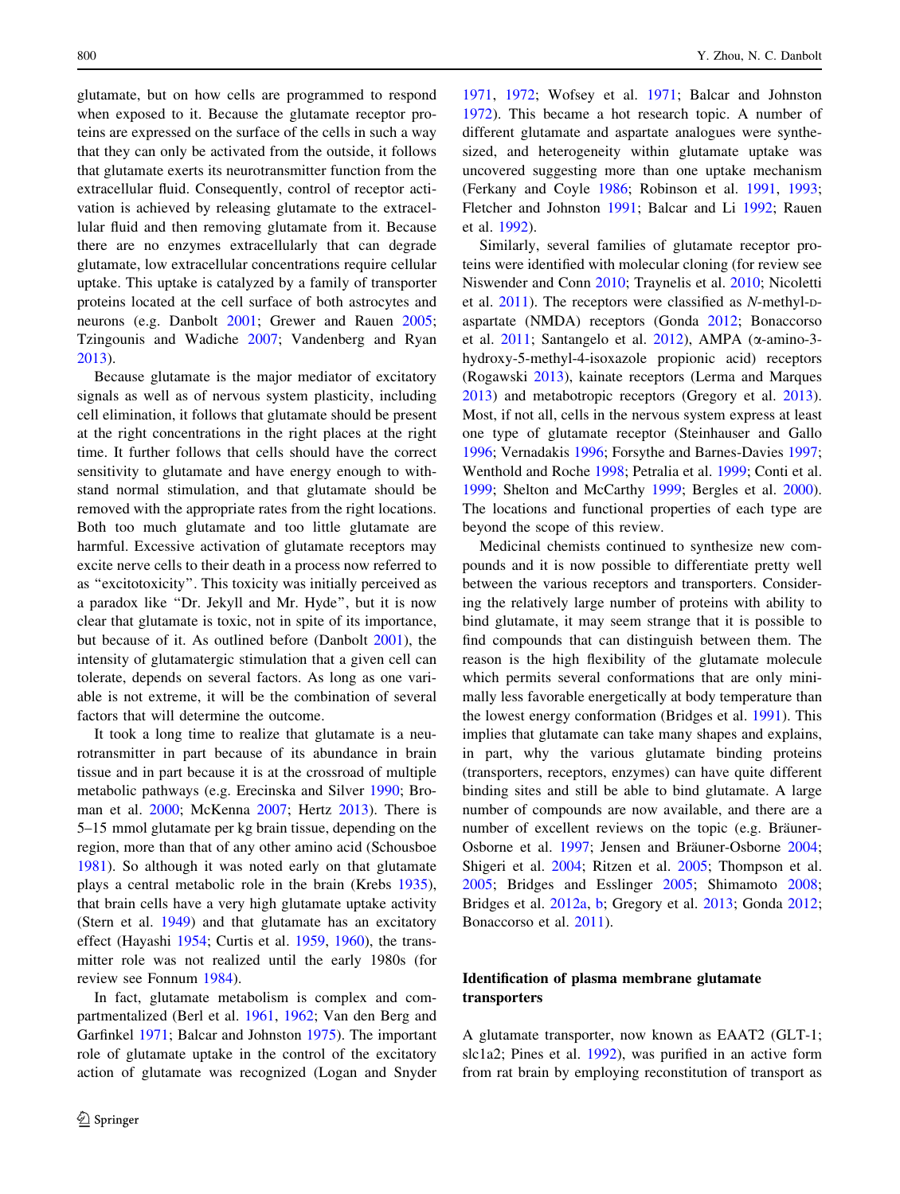glutamate, but on how cells are programmed to respond when exposed to it. Because the glutamate receptor proteins are expressed on the surface of the cells in such a way that they can only be activated from the outside, it follows that glutamate exerts its neurotransmitter function from the extracellular fluid. Consequently, control of receptor activation is achieved by releasing glutamate to the extracellular fluid and then removing glutamate from it. Because there are no enzymes extracellularly that can degrade glutamate, low extracellular concentrations require cellular uptake. This uptake is catalyzed by a family of transporter proteins located at the cell surface of both astrocytes and neurons (e.g. Danbolt 2001; Grewer and Rauen 2005; Tzingounis and Wadiche 2007; Vandenberg and Ryan 2013).

Because glutamate is the major mediator of excitatory signals as well as of nervous system plasticity, including cell elimination, it follows that glutamate should be present at the right concentrations in the right places at the right time. It further follows that cells should have the correct sensitivity to glutamate and have energy enough to withstand normal stimulation, and that glutamate should be removed with the appropriate rates from the right locations. Both too much glutamate and too little glutamate are harmful. Excessive activation of glutamate receptors may excite nerve cells to their death in a process now referred to as "excitotoxicity". This toxicity was initially perceived as a paradox like "Dr. Jekyll and Mr. Hyde", but it is now clear that glutamate is toxic, not in spite of its importance, but because of it. As outlined before (Danbolt 2001), the intensity of glutamatergic stimulation that a given cell can tolerate, depends on several factors. As long as one variable is not extreme, it will be the combination of several factors that will determine the outcome.

It took a long time to realize that glutamate is a neurotransmitter in part because of its abundance in brain tissue and in part because it is at the crossroad of multiple metabolic pathways (e.g. Erecinska and Silver 1990; Broman et al. 2000; McKenna 2007; Hertz 2013). There is 5–15 mmol glutamate per kg brain tissue, depending on the region, more than that of any other amino acid (Schousboe 1981). So although it was noted early on that glutamate plays a central metabolic role in the brain (Krebs 1935), that brain cells have a very high glutamate uptake activity (Stern et al. 1949) and that glutamate has an excitatory effect (Hayashi 1954; Curtis et al. 1959, 1960), the transmitter role was not realized until the early 1980s (for review see Fonnum 1984).

In fact, glutamate metabolism is complex and compartmentalized (Berl et al. 1961, 1962; Van den Berg and Garfinkel 1971; Balcar and Johnston 1975). The important role of glutamate uptake in the control of the excitatory action of glutamate was recognized (Logan and Snyder 1971, 1972; Wofsey et al. 1971; Balcar and Johnston 1972). This became a hot research topic. A number of different glutamate and aspartate analogues were synthesized, and heterogeneity within glutamate uptake was uncovered suggesting more than one uptake mechanism (Ferkany and Coyle 1986; Robinson et al. 1991, 1993; Fletcher and Johnston 1991; Balcar and Li 1992; Rauen et al. 1992).

Similarly, several families of glutamate receptor proteins were identified with molecular cloning (for review see Niswender and Conn 2010; Traynelis et al. 2010; Nicoletti et al. 2011). The receptors were classified as *N*-methyl-D-aspartate (NMDA) receptors (Gonda 2012; Bonaccorso et al. 2011; Santangelo et al. 2012), AMPA (α-amino-3-hydroxy-5-methyl-4-isoxazole propionic acid) receptors (Rogawski 2013), kainate receptors (Lerma and Marques 2013) and metabotropic receptors (Gregory et al. 2013). Most, if not all, cells in the nervous system express at least one type of glutamate receptor (Steinhauser and Gallo 1996; Vernadakis 1996; Forsythe and Barnes-Davies 1997; Wenthold and Roche 1998; Petralia et al. 1999; Conti et al. 1999; Shelton and McCarthy 1999; Bergles et al. 2000). The locations and functional properties of each type are beyond the scope of this review.

Medicinal chemists continued to synthesize new compounds and it is now possible to differentiate pretty well between the various receptors and transporters. Considering the relatively large number of proteins with ability to bind glutamate, it may seem strange that it is possible to find compounds that can distinguish between them. The reason is the high flexibility of the glutamate molecule which permits several conformations that are only minimally less favorable energetically at body temperature than the lowest energy conformation (Bridges et al. 1991). This implies that glutamate can take many shapes and explains, in part, why the various glutamate binding proteins (transporters, receptors, enzymes) can have quite different binding sites and still be able to bind glutamate. A large number of compounds are now available, and there are a number of excellent reviews on the topic (e.g. Bräuner-Osborne et al. 1997; Jensen and Bräuner-Osborne 2004; Shigeri et al. 2004; Ritzen et al. 2005; Thompson et al. 2005; Bridges and Esslinger 2005; Shimamoto 2008; Bridges et al. 2012a, b; Gregory et al. 2013; Gonda 2012; Bonaccorso et al. 2011).

## Identification of plasma membrane glutamate transporters

A glutamate transporter, now known as EAAT2 (GLT-1; slc1a2; Pines et al. 1992), was purified in an active form from rat brain by employing reconstitution of transport as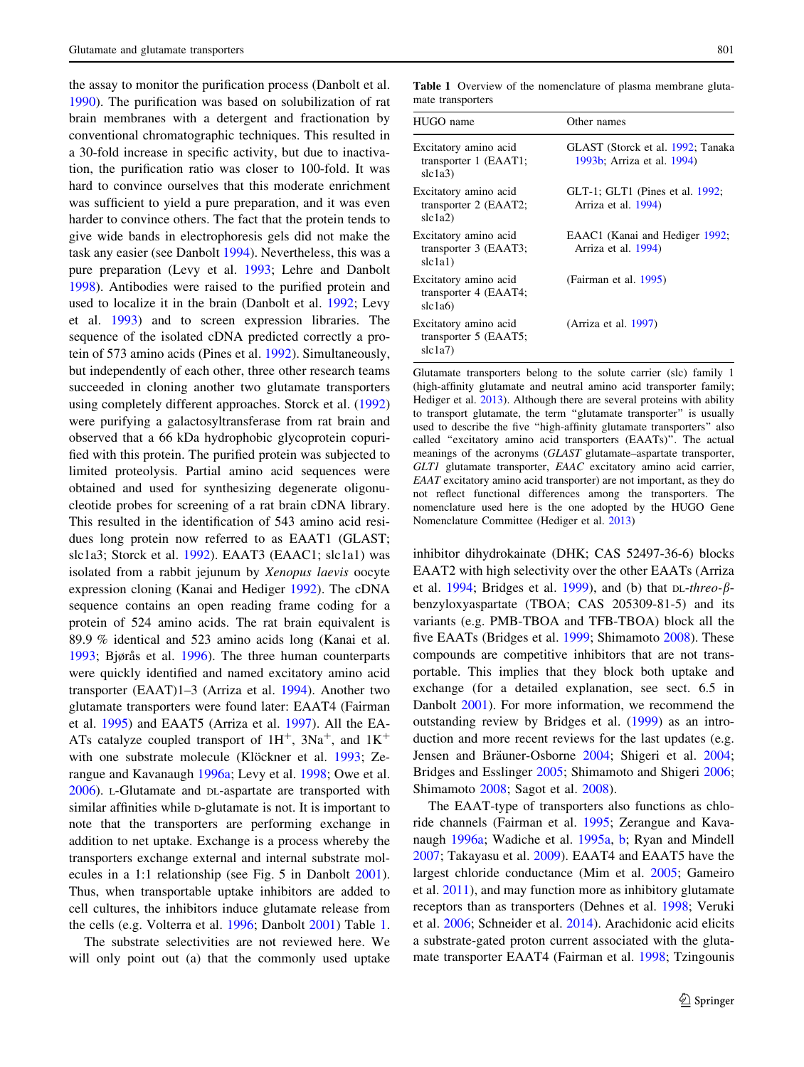the assay to monitor the purification process (Danbolt et al. 1990). The purification was based on solubilization of rat brain membranes with a detergent and fractionation by conventional chromatographic techniques. This resulted in a 30-fold increase in specific activity, but due to inactivation, the purification ratio was closer to 100-fold. It was hard to convince ourselves that this moderate enrichment was sufficient to yield a pure preparation, and it was even harder to convince others. The fact that the protein tends to give wide bands in electrophoresis gels did not make the task any easier (see Danbolt 1994). Nevertheless, this was a pure preparation (Levy et al. 1993; Lehre and Danbolt 1998). Antibodies were raised to the purified protein and used to localize it in the brain (Danbolt et al. 1992; Levy et al. 1993) and to screen expression libraries. The sequence of the isolated cDNA predicted correctly a protein of 573 amino acids (Pines et al. 1992). Simultaneously, but independently of each other, three other research teams succeeded in cloning another two glutamate transporters using completely different approaches. Storck et al. (1992) were purifying a galactosyltransferase from rat brain and observed that a 66 kDa hydrophobic glycoprotein copurified with this protein. The purified protein was subjected to limited proteolysis. Partial amino acid sequences were obtained and used for synthesizing degenerate oligonucleotide probes for screening of a rat brain cDNA library. This resulted in the identification of 543 amino acid residues long protein now referred to as EAAT1 (GLAST; slc1a3; Storck et al. 1992). EAAT3 (EAAC1; slc1a1) was isolated from a rabbit jejunum by *Xenopus laevis* oocyte expression cloning (Kanai and Hediger 1992). The cDNA sequence contains an open reading frame coding for a protein of 524 amino acids. The rat brain equivalent is 89.9 % identical and 523 amino acids long (Kanai et al. 1993; Bjørås et al. 1996). The three human counterparts were quickly identified and named excitatory amino acid transporter (EAAT)1–3 (Arriza et al. 1994). Another two glutamate transporters were found later: EAAT4 (Fairman et al. 1995) and EAAT5 (Arriza et al. 1997). All the EAATs catalyze coupled transport of $1H^+$, $3Na^+$, and $1K^+$ with one substrate molecule (Klöckner et al. 1993; Zerangue and Kavanaugh 1996a; Levy et al. 1998; Owe et al. 2006). L-Glutamate and DL-aspartate are transported with similar affinities while D-glutamate is not. It is important to note that the transporters are performing exchange in addition to net uptake. Exchange is a process whereby the transporters exchange external and internal substrate molecules in a 1:1 relationship (see Fig. 5 in Danbolt 2001). Thus, when transportable uptake inhibitors are added to cell cultures, the inhibitors induce glutamate release from the cells (e.g. Volterra et al. 1996; Danbolt 2001) Table 1.

**Table 1** Overview of the nomenclature of plasma membrane glutamate transporters

| HUGO name | Other names |
|---|---|
| Excitatory amino acid transporter 1 (EAAT1; slc1a3) | GLAST (Storck et al. 1992; Tanaka 1993b; Arriza et al. 1994) |
| Excitatory amino acid transporter 2 (EAAT2; slc1a2) | GLT-1; GLT1 (Pines et al. 1992; Arriza et al. 1994) |
| Excitatory amino acid transporter 3 (EAAT3; slc1a1) | EAAC1 (Kanai and Hediger 1992; Arriza et al. 1994) |
| Excitatory amino acid transporter 4 (EAAT4; slc1a6) | (Fairman et al. 1995) |
| Excitatory amino acid transporter 5 (EAAT5; slc1a7) | (Arriza et al. 1997) |

Glutamate transporters belong to the solute carrier (slc) family 1 (high-affinity glutamate and neutral amino acid transporter family; Hediger et al. 2013). Although there are several proteins with ability to transport glutamate, the term "glutamate transporter" is usually used to describe the five "high-affinity glutamate transporters" also called "excitatory amino acid transporters (EAATs)". The actual meanings of the acronyms (*GLAST* glutamate–aspartate transporter, *GLT1* glutamate transporter, *EAAC* excitatory amino acid carrier, *EAAT* excitatory amino acid transporter) are not important, as they do not reflect functional differences among the transporters. The nomenclature used here is the one adopted by the HUGO Gene Nomenclature Committee (Hediger et al. 2013)

The substrate selectivities are not reviewed here. We will only point out (a) that the commonly used uptake inhibitor dihydrokainate (DHK; CAS 52497-36-6) blocks EAAT2 with high selectivity over the other EAATs (Arriza et al. 1994; Bridges et al. 1999), and (b) that DL-*threo*-β-benzyloxyaspartate (TBOA; CAS 205309-81-5) and its variants (e.g. PMB-TBOA and TFB-TBOA) block all the five EAATs (Bridges et al. 1999; Shimamoto 2008). These compounds are competitive inhibitors that are not transportable. This implies that they block both uptake and exchange (for a detailed explanation, see sect. 6.5 in Danbolt 2001). For more information, we recommend the outstanding review by Bridges et al. (1999) as an introduction and more recent reviews for the last updates (e.g. Jensen and Bräuner-Osborne 2004; Shigeri et al. 2004; Bridges and Esslinger 2005; Shimamoto and Shigeri 2006; Shimamoto 2008; Sagot et al. 2008).

The EAAT-type of transporters also functions as chloride channels (Fairman et al. 1995; Zerangue and Kavanaugh 1996a; Wadiche et al. 1995a, b; Ryan and Mindell 2007; Takayasu et al. 2009). EAAT4 and EAAT5 have the largest chloride conductance (Mim et al. 2005; Gameiro et al. 2011), and may function more as inhibitory glutamate receptors than as transporters (Dehnes et al. 1998; Veruki et al. 2006; Schneider et al. 2014). Arachidonic acid elicits a substrate-gated proton current associated with the glutamate transporter EAAT4 (Fairman et al. 1998; Tzingounis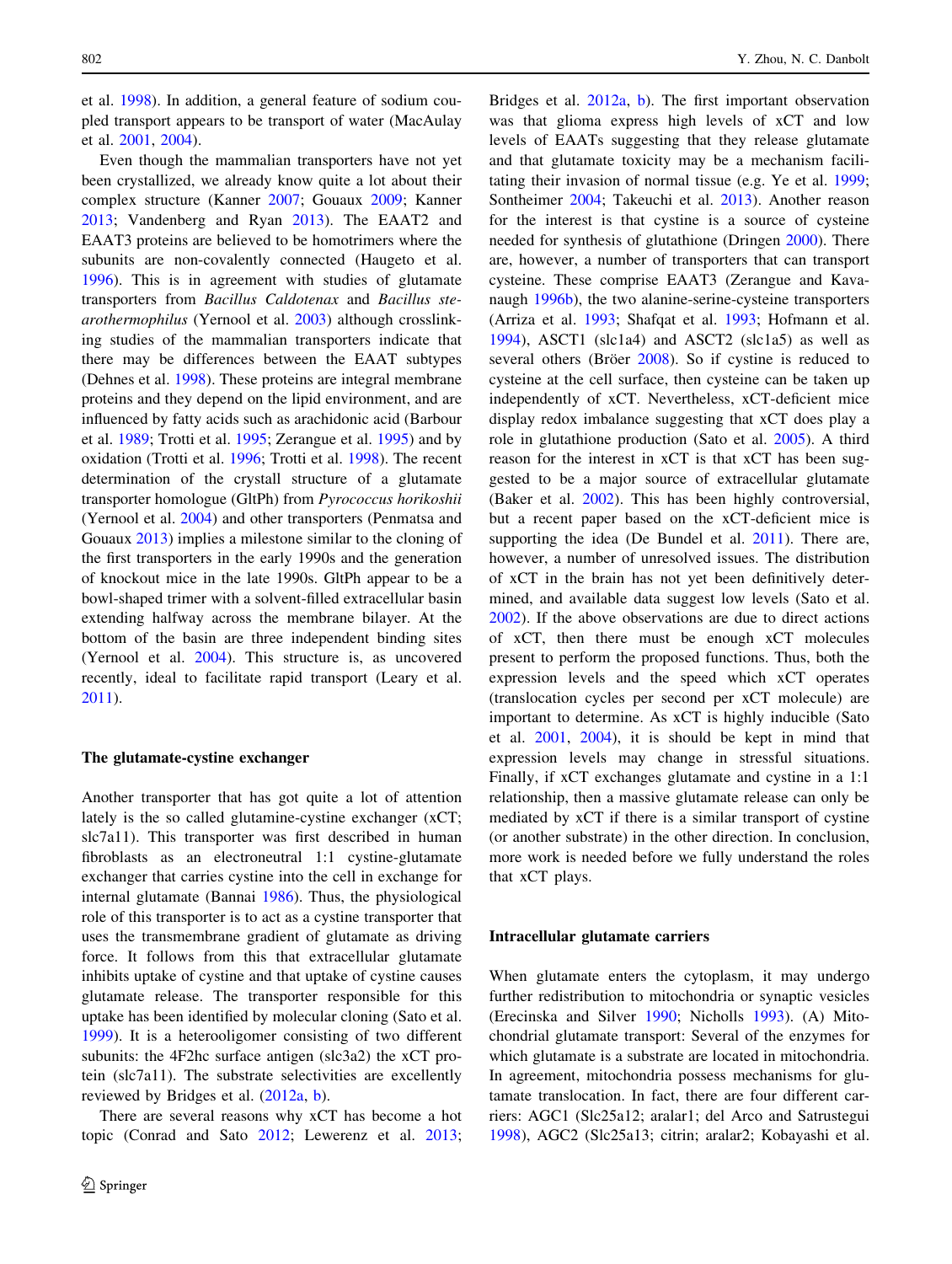et al. 1998). In addition, a general feature of sodium coupled transport appears to be transport of water (MacAulay et al. 2001, 2004).

Even though the mammalian transporters have not yet been crystallized, we already know quite a lot about their complex structure (Kanner 2007; Gouaux 2009; Kanner 2013; Vandenberg and Ryan 2013). The EAAT2 and EAAT3 proteins are believed to be homotrimers where the subunits are non-covalently connected (Haugeto et al. 1996). This is in agreement with studies of glutamate transporters from *Bacillus Caldotenax* and *Bacillus stearothermophilus* (Yernool et al. 2003) although crosslinking studies of the mammalian transporters indicate that there may be differences between the EAAT subtypes (Dehnes et al. 1998). These proteins are integral membrane proteins and they depend on the lipid environment, and are influenced by fatty acids such as arachidonic acid (Barbour et al. 1989; Trotti et al. 1995; Zerangue et al. 1995) and by oxidation (Trotti et al. 1996; Trotti et al. 1998). The recent determination of the crystal structure of a glutamate transporter homologue (GltPh) from *Pyrococcus horikoshii* (Yernool et al. 2004) and other transporters (Penmatsa and Gouaux 2013) implies a milestone similar to the cloning of the first transporters in the early 1990s and the generation of knockout mice in the late 1990s. GltPh appear to be a bowl-shaped trimer with a solvent-filled extracellular basin extending halfway across the membrane bilayer. At the bottom of the basin are three independent binding sites (Yernool et al. 2004). This structure is, as uncovered recently, ideal to facilitate rapid transport (Leary et al. 2011).

## The glutamate-cystine exchanger

Another transporter that has got quite a lot of attention lately is the so called glutamine-cystine exchanger (xCT; slc7a11). This transporter was first described in human fibroblasts as an electroneutral 1:1 cystine-glutamate exchanger that carries cystine into the cell in exchange for internal glutamate (Bannai 1986). Thus, the physiological role of this transporter is to act as a cystine transporter that uses the transmembrane gradient of glutamate as driving force. It follows from this that extracellular glutamate inhibits uptake of cystine and that uptake of cystine causes glutamate release. The transporter responsible for this uptake has been identified by molecular cloning (Sato et al. 1999). It is a heterooligomer consisting of two different subunits: the 4F2hc surface antigen (slc3a2) the xCT protein (slc7a11). The substrate selectivities are excellently reviewed by Bridges et al. (2012a, b).

There are several reasons why xCT has become a hot topic (Conrad and Sato 2012; Lewerenz et al. 2013; Bridges et al. 2012a, b). The first important observation was that glioma express high levels of xCT and low levels of EAATs suggesting that they release glutamate and that glutamate toxicity may be a mechanism facilitating their invasion of normal tissue (e.g. Ye et al. 1999; Sontheimer 2004; Takeuchi et al. 2013). Another reason for the interest is that cystine is a source of cysteine needed for synthesis of glutathione (Dringen 2000). There are, however, a number of transporters that can transport cysteine. These comprise EAAT3 (Zerangue and Kavanaugh 1996b), the two alanine-serine-cysteine transporters (Arriza et al. 1993; Shafqat et al. 1993; Hofmann et al. 1994), ASCT1 (slc1a4) and ASCT2 (slc1a5) as well as several others (Bröer 2008). So if cystine is reduced to cysteine at the cell surface, then cysteine can be taken up independently of xCT. Nevertheless, xCT-deficient mice display redox imbalance suggesting that xCT does play a role in glutathione production (Sato et al. 2005). A third reason for the interest in xCT is that xCT has been suggested to be a major source of extracellular glutamate (Baker et al. 2002). This has been highly controversial, but a recent paper based on the xCT-deficient mice is supporting the idea (De Bundel et al. 2011). There are, however, a number of unresolved issues. The distribution of xCT in the brain has not yet been definitively determined, and available data suggest low levels (Sato et al. 2002). If the above observations are due to direct actions of xCT, then there must be enough xCT molecules present to perform the proposed functions. Thus, both the expression levels and the speed which xCT operates (translocation cycles per second per xCT molecule) are important to determine. As xCT is highly inducible (Sato et al. 2001, 2004), it is should be kept in mind that expression levels may change in stressful situations. Finally, if xCT exchanges glutamate and cystine in a 1:1 relationship, then a massive glutamate release can only be mediated by xCT if there is a similar transport of cystine (or another substrate) in the other direction. In conclusion, more work is needed before we fully understand the roles that xCT plays.

## Intracellular glutamate carriers

When glutamate enters the cytoplasm, it may undergo further redistribution to mitochondria or synaptic vesicles (Erecinska and Silver 1990; Nicholls 1993). (A) Mitochondrial glutamate transport: Several of the enzymes for which glutamate is a substrate are located in mitochondria. In agreement, mitochondria possess mechanisms for glutamate translocation. In fact, there are four different carriers: AGC1 (Slc25a12; aralar1; del Arco and Satrustegui 1998), AGC2 (Slc25a13; citrin; aralar2; Kobayashi et al.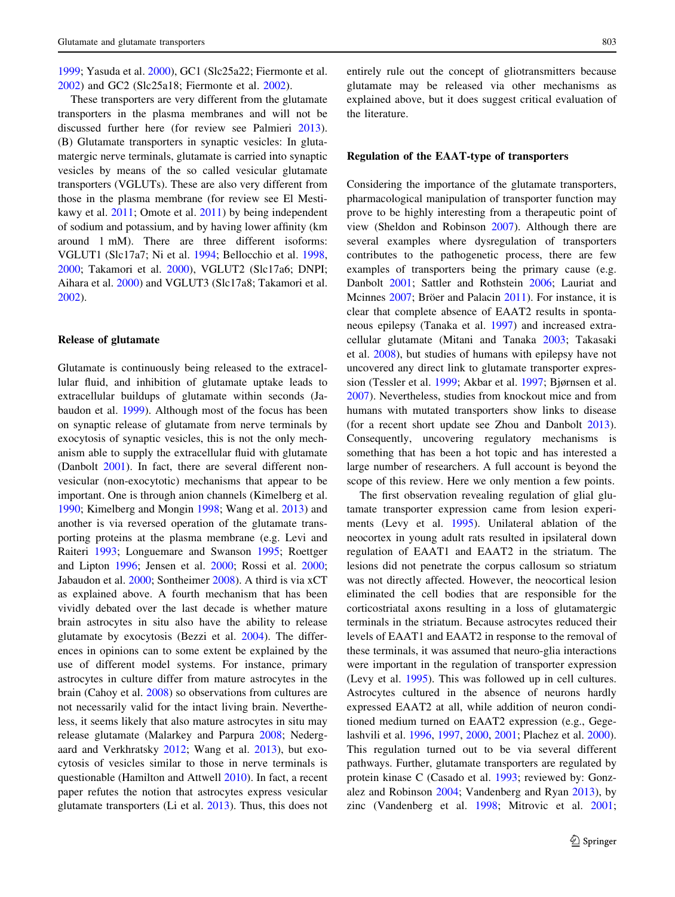1999; Yasuda et al. 2000), GC1 (Slc25a22; Fiermonte et al. 2002) and GC2 (Slc25a18; Fiermonte et al. 2002).

These transporters are very different from the glutamate transporters in the plasma membranes and will not be discussed further here (for review see Palmieri 2013). (B) Glutamate transporters in synaptic vesicles: In glutamatergic nerve terminals, glutamate is carried into synaptic vesicles by means of the so called vesicular glutamate transporters (VGLUTs). These are also very different from those in the plasma membrane (for review see El Mestikawy et al. 2011; Omote et al. 2011) by being independent of sodium and potassium, and by having lower affinity (km around 1 mM). There are three different isoforms: VGLUT1 (Slc17a7; Ni et al. 1994; Bellocchio et al. 1998, 2000; Takamori et al. 2000), VGLUT2 (Slc17a6; DNPI; Aihara et al. 2000) and VGLUT3 (Slc17a8; Takamori et al. 2002).

## Release of glutamate

Glutamate is continuously being released to the extracellular fluid, and inhibition of glutamate uptake leads to extracellular buildups of glutamate within seconds (Jabaudon et al. 1999). Although most of the focus has been on synaptic release of glutamate from nerve terminals by exocytosis of synaptic vesicles, this is not the only mechanism able to supply the extracellular fluid with glutamate (Danbolt 2001). In fact, there are several different non-vesicular (non-exocytotic) mechanisms that appear to be important. One is through anion channels (Kimelberg et al. 1990; Kimelberg and Mongin 1998; Wang et al. 2013) and another is via reversed operation of the glutamate transporting proteins at the plasma membrane (e.g. Levi and Raiteri 1993; Longuemare and Swanson 1995; Roettger and Lipton 1996; Jensen et al. 2000; Rossi et al. 2000; Jabaudon et al. 2000; Sontheimer 2008). A third is via xCT as explained above. A fourth mechanism that has been vividly debated over the last decade is whether mature brain astrocytes in situ also have the ability to release glutamate by exocytosis (Bezzi et al. 2004). The differences in opinions can to some extent be explained by the use of different model systems. For instance, primary astrocytes in culture differ from mature astrocytes in the brain (Cahoy et al. 2008) so observations from cultures are not necessarily valid for the intact living brain. Nevertheless, it seems likely that also mature astrocytes in situ may release glutamate (Malarkey and Parpura 2008; Nedergaard and Verkhratsky 2012; Wang et al. 2013), but exocytosis of vesicles similar to those in nerve terminals is questionable (Hamilton and Attwell 2010). In fact, a recent paper refutes the notion that astrocytes express vesicular glutamate transporters (Li et al. 2013). Thus, this does not entirely rule out the concept of gliotransmitters because glutamate may be released via other mechanisms as explained above, but it does suggest critical evaluation of the literature.

## Regulation of the EAAT-type of transporters

Considering the importance of the glutamate transporters, pharmacological manipulation of transporter function may prove to be highly interesting from a therapeutic point of view (Sheldon and Robinson 2007). Although there are several examples where dysregulation of transporters contributes to the pathogenetic process, there are few examples of transporters being the primary cause (e.g. Danbolt 2001; Sattler and Rothstein 2006; Lauriat and Mcinnes 2007; Bröer and Palacin 2011). For instance, it is clear that complete absence of EAAT2 results in spontaneous epilepsy (Tanaka et al. 1997) and increased extracellular glutamate (Mitani and Tanaka 2003; Takasaki et al. 2008), but studies of humans with epilepsy have not uncovered any direct link to glutamate transporter expression (Tessler et al. 1999; Akbar et al. 1997; Bjørnsen et al. 2007). Nevertheless, studies from knockout mice and from humans with mutated transporters show links to disease (for a recent short update see Zhou and Danbolt 2013). Consequently, uncovering regulatory mechanisms is something that has been a hot topic and has interested a large number of researchers. A full account is beyond the scope of this review. Here we only mention a few points.

The first observation revealing regulation of glial glutamate transporter expression came from lesion experiments (Levy et al. 1995). Unilateral ablation of the neocortex in young adult rats resulted in ipsilateral down regulation of EAAT1 and EAAT2 in the striatum. The lesions did not penetrate the corpus callosum so striatum was not directly affected. However, the neocortical lesion eliminated the cell bodies that are responsible for the corticostriatal axons resulting in a loss of glutamatergic terminals in the striatum. Because astrocytes reduced their levels of EAAT1 and EAAT2 in response to the removal of these terminals, it was assumed that neuro-glia interactions were important in the regulation of transporter expression (Levy et al. 1995). This was followed up in cell cultures. Astrocytes cultured in the absence of neurons hardly expressed EAAT2 at all, while addition of neuron conditioned medium turned on EAAT2 expression (e.g., Gegelashvili et al. 1996, 1997, 2000, 2001; Plachez et al. 2000). This regulation turned out to be via several different pathways. Further, glutamate transporters are regulated by protein kinase C (Casado et al. 1993; reviewed by: Gonzalez and Robinson 2004; Vandenberg and Ryan 2013), by zinc (Vandenberg et al. 1998; Mitrovic et al. 2001;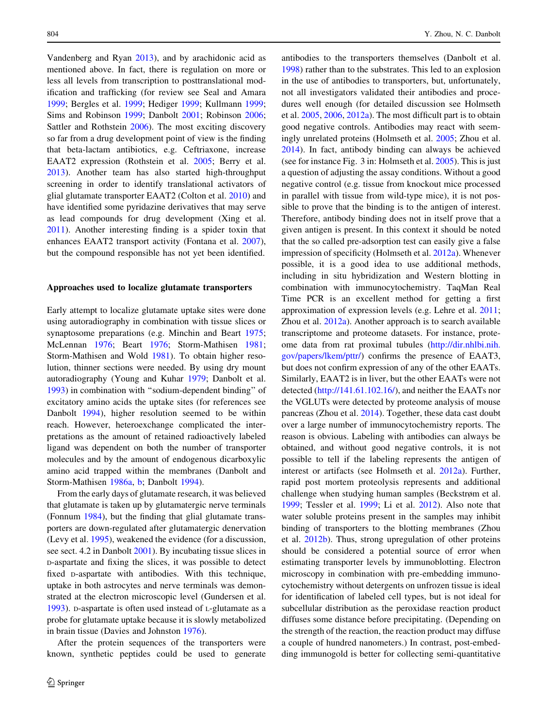Vandenberg and Ryan 2013), and by arachidonic acid as mentioned above. In fact, there is regulation on more or less all levels from transcription to posttranslational modification and trafficking (for review see Seal and Amara 1999; Bergles et al. 1999; Hediger 1999; Kullmann 1999; Sims and Robinson 1999; Danbolt 2001; Robinson 2006; Sattler and Rothstein 2006). The most exciting discovery so far from a drug development point of view is the finding that beta-lactam antibiotics, e.g. Ceftriaxone, increase EAAT2 expression (Rothstein et al. 2005; Berry et al. 2013). Another team has also started high-throughput screening in order to identify translational activators of glial glutamate transporter EAAT2 (Colton et al. 2010) and have identified some pyridazine derivatives that may serve as lead compounds for drug development (Xing et al. 2011). Another interesting finding is a spider toxin that enhances EAAT2 transport activity (Fontana et al. 2007), but the compound responsible has not yet been identified.

## Approaches used to localize glutamate transporters

Early attempt to localize glutamate uptake sites were done using autoradiography in combination with tissue slices or synaptosome preparations (e.g. Minchin and Beart 1975; McLennan 1976; Beart 1976; Storm-Mathisen 1981; Storm-Mathisen and Wold 1981). To obtain higher resolution, thinner sections were needed. By using dry mount autoradiography (Young and Kuhar 1979; Danbolt et al. 1993) in combination with "sodium-dependent binding" of excitatory amino acids the uptake sites (for references see Danbolt 1994), higher resolution seemed to be within reach. However, heteroexchange complicated the interpretations as the amount of retained radioactively labeled ligand was dependent on both the number of transporter molecules and by the amount of endogenous dicarboxylic amino acids trapped within the membranes (Danbolt and Storm-Mathisen 1986a, b; Danbolt 1994).

From the early days of glutamate research, it was believed that glutamate is taken up by glutamatergic nerve terminals (Fonnum 1984), but the finding that glial glutamate transporters are down-regulated after glutamatergic denervation (Levy et al. 1995), weakened the evidence (for a discussion, see sect. 4.2 in Danbolt 2001). By incubating tissue slices in D-aspartate and fixing the slices, it was possible to detect fixed D-aspartate with antibodies. With this technique, uptake in both astrocytes and nerve terminals was demonstrated at the electron microscopic level (Gundersen et al. 1993). D-aspartate is often used instead of L-glutamate as a probe for glutamate uptake because it is slowly metabolized in brain tissue (Davies and Johnston 1976).

After the protein sequences of the transporters were known, synthetic peptides could be used to generate antibodies to the transporters themselves (Danbolt et al. 1998) rather than to the substrates. This led to an explosion in the use of antibodies to transporters, but, unfortunately, not all investigators validated their antibodies and procedures well enough (for detailed discussion see Holmseth et al. 2005, 2006, 2012a). The most difficult part is to obtain good negative controls. Antibodies may react with seemingly unrelated proteins (Holmseth et al. 2005; Zhou et al. 2014). In fact, antibody binding can always be achieved (see for instance Fig. 3 in: Holmseth et al. 2005). This is just a question of adjusting the assay conditions. Without a good negative control (e.g. tissue from knockout mice processed in parallel with tissue from wild-type mice), it is not possible to prove that the binding is to the antigen of interest. Therefore, antibody binding does not in itself prove that a given antigen is present. In this context it should be noted that the so called pre-adsorption test can easily give a false impression of specificity (Holmseth et al. 2012a). Whenever possible, it is a good idea to use additional methods, including in situ hybridization and Western blotting in combination with immunocytochemistry. TaqMan Real Time PCR is an excellent method for getting a first approximation of expression levels (e.g. Lehre et al. 2011; Zhou et al. 2012a). Another approach is to search available transcriptome and proteome datasets. For instance, proteome data from rat proximal tubules (http://dir.nhlbi.nih.gov/papers/lkem/pttr/) confirms the presence of EAAT3, but does not confirm expression of any of the other EAATs. Similarly, EAAT2 is in liver, but the other EAATs were not detected (http://141.61.102.16/), and neither the EAATs nor the VGLUTs were detected by proteome analysis of mouse pancreas (Zhou et al. 2014). Together, these data cast doubt over a large number of immunocytochemistry reports. The reason is obvious. Labeling with antibodies can always be obtained, and without good negative controls, it is not possible to tell if the labeling represents the antigen of interest or artifacts (see Holmseth et al. 2012a). Further, rapid post mortem proteolysis represents and additional challenge when studying human samples (Beckstrøm et al. 1999; Tessler et al. 1999; Li et al. 2012). Also note that water soluble proteins present in the samples may inhibit binding of transporters to the blotting membranes (Zhou et al. 2012b). Thus, strong upregulation of other proteins should be considered a potential source of error when estimating transporter levels by immunoblotting. Electron microscopy in combination with pre-embedding immunocytochemistry without detergents on unfrozen tissue is ideal for identification of labeled cell types, but is not ideal for subcellular distribution as the peroxidase reaction product diffuses some distance before precipitating. (Depending on the strength of the reaction, the reaction product may diffuse a couple of hundred nanometers.) In contrast, post-embedding immunogold is better for collecting semi-quantitative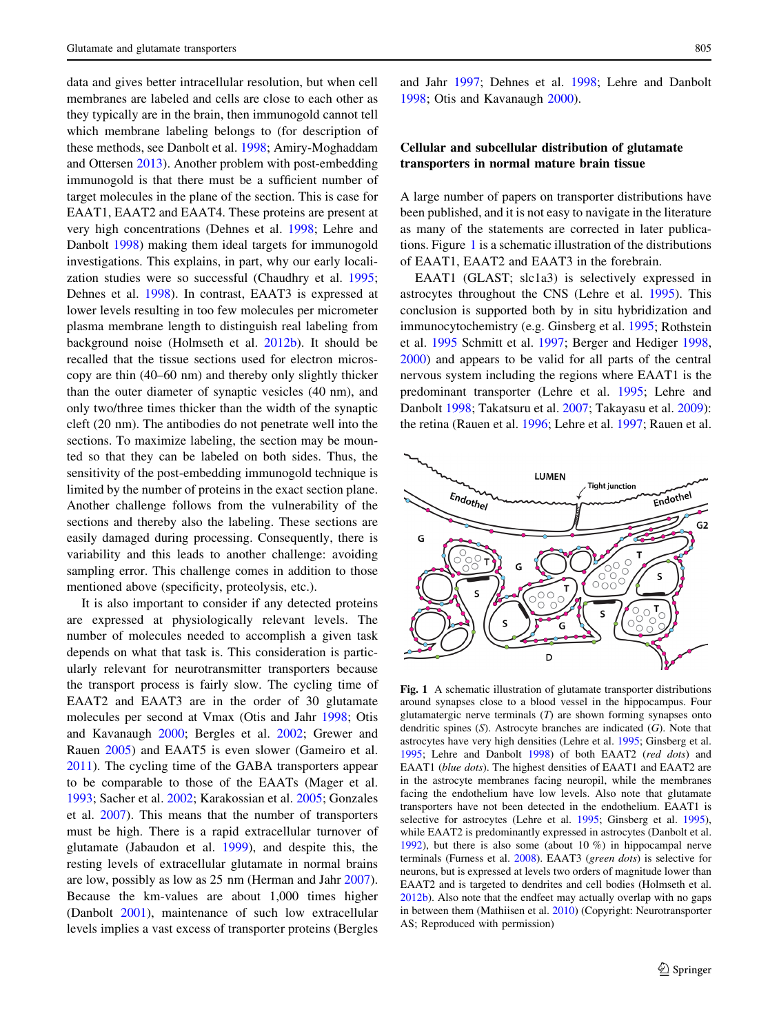data and gives better intracellular resolution, but when cell membranes are labeled and cells are close to each other as they typically are in the brain, then immunogold cannot tell which membrane labeling belongs to (for description of these methods, see Danbolt et al. 1998; Amiry-Moghaddam and Ottersen 2013). Another problem with post-embedding immunogold is that there must be a sufficient number of target molecules in the plane of the section. This is case for EAAT1, EAAT2 and EAAT4. These proteins are present at very high concentrations (Dehnes et al. 1998; Lehre and Danbolt 1998) making them ideal targets for immunogold investigations. This explains, in part, why our early localization studies were so successful (Chaudhry et al. 1995; Dehnes et al. 1998). In contrast, EAAT3 is expressed at lower levels resulting in too few molecules per micrometer plasma membrane length to distinguish real labeling from background noise (Holmseth et al. 2012b). It should be recalled that the tissue sections used for electron microscopy are thin (40–60 nm) and thereby only slightly thicker than the outer diameter of synaptic vesicles (40 nm), and only two/three times thicker than the width of the synaptic cleft (20 nm). The antibodies do not penetrate well into the sections. To maximize labeling, the section may be mounted so that they can be labeled on both sides. Thus, the sensitivity of the post-embedding immunogold technique is limited by the number of proteins in the exact section plane. Another challenge follows from the vulnerability of the sections and thereby also the labeling. These sections are easily damaged during processing. Consequently, there is variability and this leads to another challenge: avoiding sampling error. This challenge comes in addition to those mentioned above (specificity, proteolysis, etc.).

It is also important to consider if any detected proteins are expressed at physiologically relevant levels. The number of molecules needed to accomplish a given task depends on what that task is. This consideration is particularly relevant for neurotransmitter transporters because the transport process is fairly slow. The cycling time of EAAT2 and EAAT3 are in the order of 30 glutamate molecules per second at Vmax (Otis and Jahr 1998; Otis and Kavanaugh 2000; Bergles et al. 2002; Grewer and Rauen 2005) and EAAT5 is even slower (Gameiro et al. 2011). The cycling time of the GABA transporters appear to be comparable to those of the EAATs (Mager et al. 1993; Sacher et al. 2002; Karakossian et al. 2005; Gonzales et al. 2007). This means that the number of transporters must be high. There is a rapid extracellular turnover of glutamate (Jabaudon et al. 1999), and despite this, the resting levels of extracellular glutamate in normal brains are low, possibly as low as 25 nm (Herman and Jahr 2007). Because the km-values are about 1,000 times higher (Danbolt 2001), maintenance of such low extracellular levels implies a vast excess of transporter proteins (Bergles and Jahr 1997; Dehnes et al. 1998; Lehre and Danbolt 1998; Otis and Kavanaugh 2000).

## Cellular and subcellular distribution of glutamate transporters in normal mature brain tissue

A large number of papers on transporter distributions have been published, and it is not easy to navigate in the literature as many of the statements are corrected in later publications. Figure 1 is a schematic illustration of the distributions of EAAT1, EAAT2 and EAAT3 in the forebrain.

EAAT1 (GLAST; slc1a3) is selectively expressed in astrocytes throughout the CNS (Lehre et al. 1995). This conclusion is supported both by in situ hybridization and immunocytochemistry (e.g. Ginsberg et al. 1995; Rothstein et al. 1995 Schmitt et al. 1997; Berger and Hediger 1998, 2000) and appears to be valid for all parts of the central nervous system including the regions where EAAT1 is the predominant transporter (Lehre et al. 1995; Lehre and Danbolt 1998; Takatsuru et al. 2007; Takayasu et al. 2009): the retina (Rauen et al. 1996; Lehre et al. 1997; Rauen et al.

**Fig. 1** A schematic illustration of glutamate transporter distributions around synapses close to a blood vessel in the hippocampus. Four glutamatergic nerve terminals (*T*) are shown forming synapses onto dendritic spines (*S*). Astrocyte branches are indicated (*G*). Note that astrocytes have very high densities (Lehre et al. 1995; Ginsberg et al. 1995; Lehre and Danbolt 1998) of both EAAT2 (*red dots*) and EAAT1 (*blue dots*). The highest densities of EAAT1 and EAAT2 are in the astrocyte membranes facing neuropil, while the membranes facing the endothelium have low levels. Also note that glutamate transporters have not been detected in the endothelium. EAAT1 is selective for astrocytes (Lehre et al. 1995; Ginsberg et al. 1995), while EAAT2 is predominantly expressed in astrocytes (Danbolt et al. 1992), but there is also some (about 10 %) in hippocampal nerve terminals (Furness et al. 2008). EAAT3 (*green dots*) is selective for neurons, but is expressed at levels two orders of magnitude lower than EAAT2 and is targeted to dendrites and cell bodies (Holmseth et al. 2012b). Also note that the endfeet may actually overlap with no gaps in between them (Mathiisen et al. 2010) (Copyright: Neurotransporter AS; Reproduced with permission)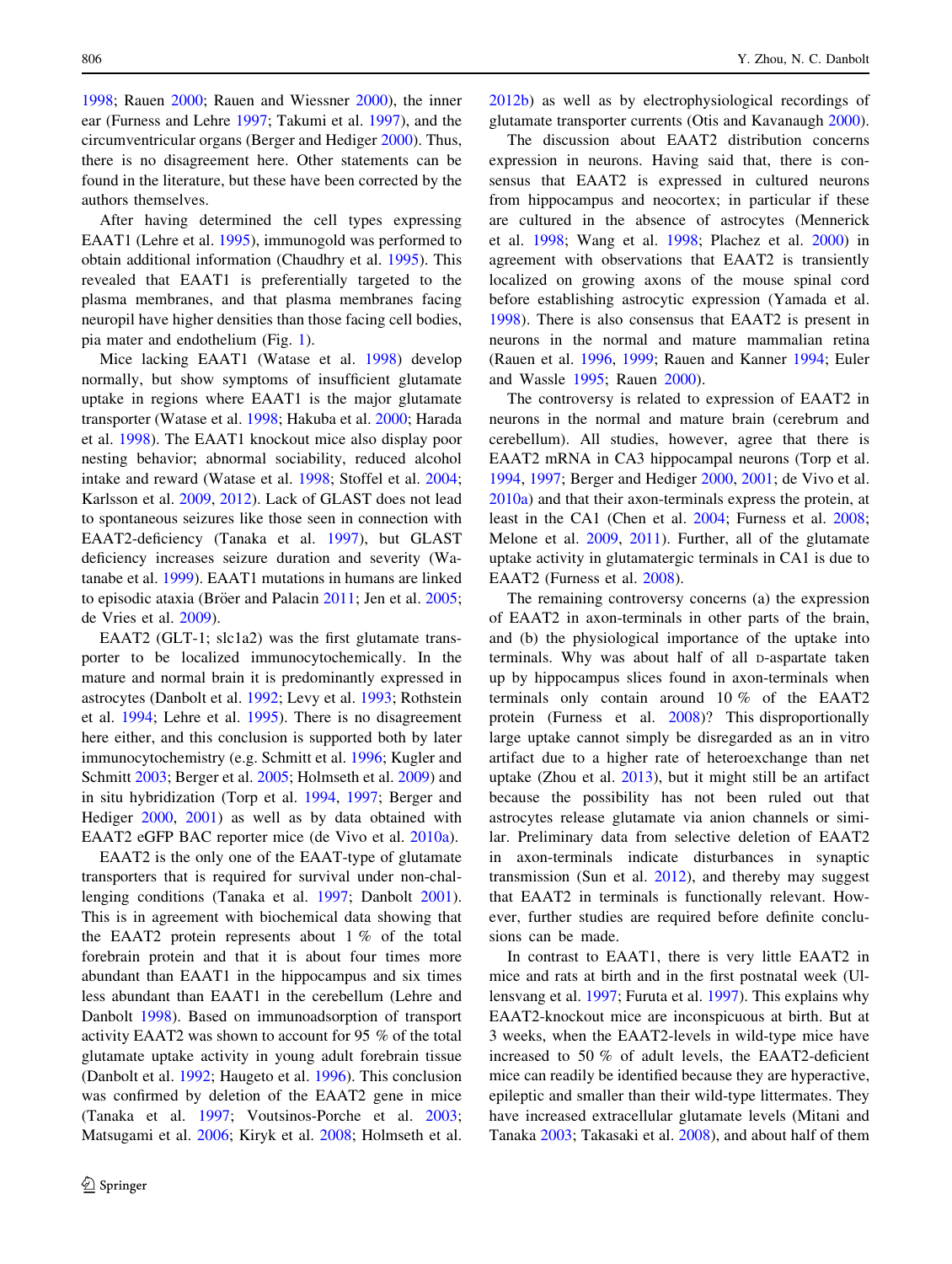1998; Rauen 2000; Rauen and Wiessner 2000), the inner ear (Furness and Lehre 1997; Takumi et al. 1997), and the circumventricular organs (Berger and Hediger 2000). Thus, there is no disagreement here. Other statements can be found in the literature, but these have been corrected by the authors themselves.

After having determined the cell types expressing EAAT1 (Lehre et al. 1995), immunogold was performed to obtain additional information (Chaudhry et al. 1995). This revealed that EAAT1 is preferentially targeted to the plasma membranes, and that plasma membranes facing neuropil have higher densities than those facing cell bodies, pia mater and endothelium (Fig. 1).

Mice lacking EAAT1 (Watase et al. 1998) develop normally, but show symptoms of insufficient glutamate uptake in regions where EAAT1 is the major glutamate transporter (Watase et al. 1998; Hakuba et al. 2000; Harada et al. 1998). The EAAT1 knockout mice also display poor nesting behavior; abnormal sociability, reduced alcohol intake and reward (Watase et al. 1998; Stoffel et al. 2004; Karlsson et al. 2009, 2012). Lack of GLAST does not lead to spontaneous seizures like those seen in connection with EAAT2-deficiency (Tanaka et al. 1997), but GLAST deficiency increases seizure duration and severity (Watanabe et al. 1999). EAAT1 mutations in humans are linked to episodic ataxia (Bröer and Palacin 2011; Jen et al. 2005; de Vries et al. 2009).

EAAT2 (GLT-1; slc1a2) was the first glutamate transporter to be localized immunocytochemically. In the mature and normal brain it is predominantly expressed in astrocytes (Danbolt et al. 1992; Levy et al. 1993; Rothstein et al. 1994; Lehre et al. 1995). There is no disagreement here either, and this conclusion is supported both by later immunocytochemistry (e.g. Schmitt et al. 1996; Kugler and Schmitt 2003; Berger et al. 2005; Holmseth et al. 2009) and in situ hybridization (Torp et al. 1994, 1997; Berger and Hediger 2000, 2001) as well as by data obtained with EAAT2 eGFP BAC reporter mice (de Vivo et al. 2010a).

EAAT2 is the only one of the EAAT-type of glutamate transporters that is required for survival under non-challenging conditions (Tanaka et al. 1997; Danbolt 2001). This is in agreement with biochemical data showing that the EAAT2 protein represents about 1 % of the total forebrain protein and that it is about four times more abundant than EAAT1 in the hippocampus and six times less abundant than EAAT1 in the cerebellum (Lehre and Danbolt 1998). Based on immunoadsorption of transport activity EAAT2 was shown to account for 95 % of the total glutamate uptake activity in young adult forebrain tissue (Danbolt et al. 1992; Haugeto et al. 1996). This conclusion was confirmed by deletion of the EAAT2 gene in mice (Tanaka et al. 1997; Voutsinos-Porche et al. 2003; Matsugami et al. 2006; Kiryk et al. 2008; Holmseth et al. 2012b) as well as by electrophysiological recordings of glutamate transporter currents (Otis and Kavanaugh 2000).

The discussion about EAAT2 distribution concerns expression in neurons. Having said that, there is consensus that EAAT2 is expressed in cultured neurons from hippocampus and neocortex; in particular if these are cultured in the absence of astrocytes (Mennerick et al. 1998; Wang et al. 1998; Plachez et al. 2000) in agreement with observations that EAAT2 is transiently localized on growing axons of the mouse spinal cord before establishing astrocytic expression (Yamada et al. 1998). There is also consensus that EAAT2 is present in neurons in the normal and mature mammalian retina (Rauen et al. 1996, 1999; Rauen and Kanner 1994; Euler and Wassle 1995; Rauen 2000).

The controversy is related to expression of EAAT2 in neurons in the normal and mature brain (cerebrum and cerebellum). All studies, however, agree that there is EAAT2 mRNA in CA3 hippocampal neurons (Torp et al. 1994, 1997; Berger and Hediger 2000, 2001; de Vivo et al. 2010a) and that their axon-terminals express the protein, at least in the CA1 (Chen et al. 2004; Furness et al. 2008; Melone et al. 2009, 2011). Further, all of the glutamate uptake activity in glutamatergic terminals in CA1 is due to EAAT2 (Furness et al. 2008).

The remaining controversy concerns (a) the expression of EAAT2 in axon-terminals in other parts of the brain, and (b) the physiological importance of the uptake into terminals. Why was about half of all D-aspartate taken up by hippocampus slices found in axon-terminals when terminals only contain around 10 % of the EAAT2 protein (Furness et al. 2008)? This disproportionally large uptake cannot simply be disregarded as an in vitro artifact due to a higher rate of heteroexchange than net uptake (Zhou et al. 2013), but it might still be an artifact because the possibility has not been ruled out that astrocytes release glutamate via anion channels or similar. Preliminary data from selective deletion of EAAT2 in axon-terminals indicate disturbances in synaptic transmission (Sun et al. 2012), and thereby may suggest that EAAT2 in terminals is functionally relevant. However, further studies are required before definite conclusions can be made.

In contrast to EAAT1, there is very little EAAT2 in mice and rats at birth and in the first postnatal week (Ullensvang et al. 1997; Furuta et al. 1997). This explains why EAAT2-knockout mice are inconspicuous at birth. But at 3 weeks, when the EAAT2-levels in wild-type mice have increased to 50 % of adult levels, the EAAT2-deficient mice can readily be identified because they are hyperactive, epileptic and smaller than their wild-type littermates. They have increased extracellular glutamate levels (Mitani and Tanaka 2003; Takasaki et al. 2008), and about half of them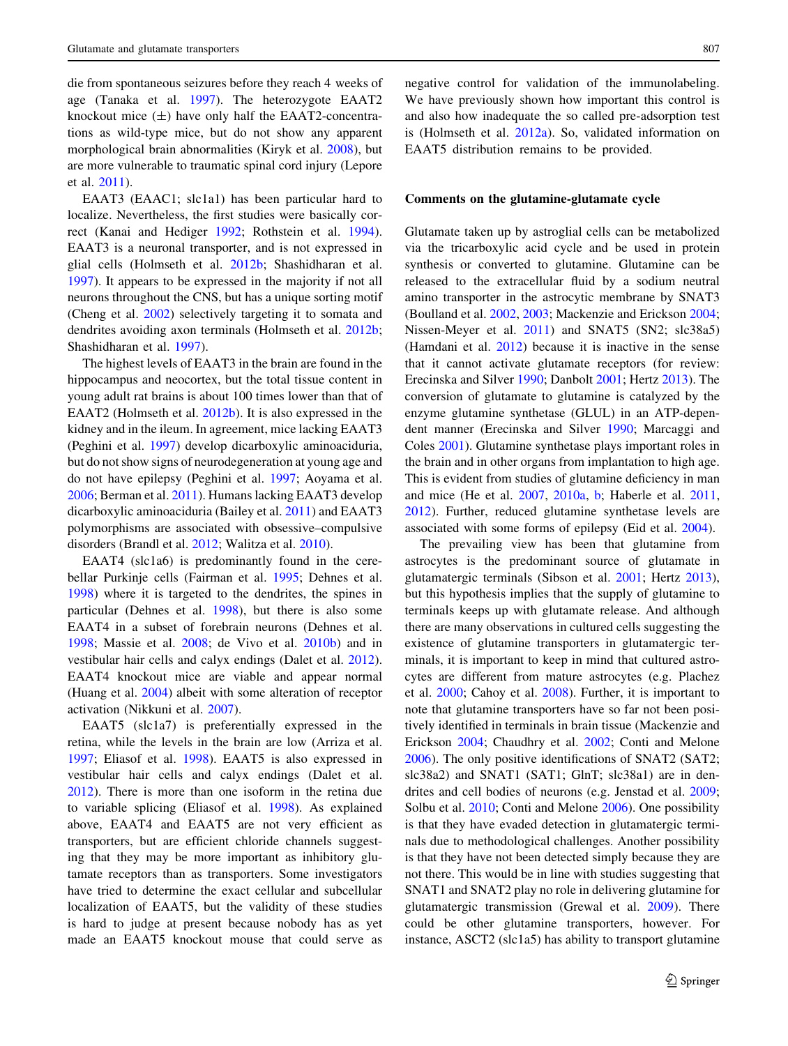die from spontaneous seizures before they reach 4 weeks of age (Tanaka et al. 1997). The heterozygote EAAT2 knockout mice (±) have only half the EAAT2-concentrations as wild-type mice, but do not show any apparent morphological brain abnormalities (Kiryk et al. 2008), but are more vulnerable to traumatic spinal cord injury (Lepore et al. 2011).

EAAT3 (EAAC1; slc1a1) has been particular hard to localize. Nevertheless, the first studies were basically correct (Kanai and Hediger 1992; Rothstein et al. 1994). EAAT3 is a neuronal transporter, and is not expressed in glial cells (Holmseth et al. 2012b; Shashidharan et al. 1997). It appears to be expressed in the majority if not all neurons throughout the CNS, but has a unique sorting motif (Cheng et al. 2002) selectively targeting it to somata and dendrites avoiding axon terminals (Holmseth et al. 2012b; Shashidharan et al. 1997).

The highest levels of EAAT3 in the brain are found in the hippocampus and neocortex, but the total tissue content in young adult rat brains is about 100 times lower than that of EAAT2 (Holmseth et al. 2012b). It is also expressed in the kidney and in the ileum. In agreement, mice lacking EAAT3 (Peghini et al. 1997) develop dicarboxylic aminoaciduria, but do not show signs of neurodegeneration at young age and do not have epilepsy (Peghini et al. 1997; Aoyama et al. 2006; Berman et al. 2011). Humans lacking EAAT3 develop dicarboxylic aminoaciduria (Bailey et al. 2011) and EAAT3 polymorphisms are associated with obsessive–compulsive disorders (Brandl et al. 2012; Walitza et al. 2010).

EAAT4 (slc1a6) is predominantly found in the cerebellar Purkinje cells (Fairman et al. 1995; Dehnes et al. 1998) where it is targeted to the dendrites, the spines in particular (Dehnes et al. 1998), but there is also some EAAT4 in a subset of forebrain neurons (Dehnes et al. 1998; Massie et al. 2008; de Vivo et al. 2010b) and in vestibular hair cells and calyx endings (Dalet et al. 2012). EAAT4 knockout mice are viable and appear normal (Huang et al. 2004) albeit with some alteration of receptor activation (Nikkuni et al. 2007).

EAAT5 (slc1a7) is preferentially expressed in the retina, while the levels in the brain are low (Arriza et al. 1997; Eliasof et al. 1998). EAAT5 is also expressed in vestibular hair cells and calyx endings (Dalet et al. 2012). There is more than one isoform in the retina due to variable splicing (Eliasof et al. 1998). As explained above, EAAT4 and EAAT5 are not very efficient as transporters, but are efficient chloride channels suggesting that they may be more important as inhibitory glutamate receptors than as transporters. Some investigators have tried to determine the exact cellular and subcellular localization of EAAT5, but the validity of these studies is hard to judge at present because nobody has as yet made an EAAT5 knockout mouse that could serve as negative control for validation of the immunolabeling. We have previously shown how important this control is and also how inadequate the so called pre-adsorption test is (Holmseth et al. 2012a). So, validated information on EAAT5 distribution remains to be provided.

## Comments on the glutamine-glutamate cycle

Glutamate taken up by astroglial cells can be metabolized via the tricarboxylic acid cycle and be used in protein synthesis or converted to glutamine. Glutamine can be released to the extracellular fluid by a sodium neutral amino transporter in the astrocytic membrane by SNAT3 (Boulland et al. 2002, 2003; Mackenzie and Erickson 2004; Nissen-Meyer et al. 2011) and SNAT5 (SN2; slc38a5) (Hamdani et al. 2012) because it is inactive in the sense that it cannot activate glutamate receptors (for review: Erecinska and Silver 1990; Danbolt 2001; Hertz 2013). The conversion of glutamate to glutamine is catalyzed by the enzyme glutamine synthetase (GLUL) in an ATP-dependent manner (Erecinska and Silver 1990; Marcaggi and Coles 2001). Glutamine synthetase plays important roles in the brain and in other organs from implantation to high age. This is evident from studies of glutamine deficiency in man and mice (He et al. 2007, 2010a, b; Haberle et al. 2011, 2012). Further, reduced glutamine synthetase levels are associated with some forms of epilepsy (Eid et al. 2004).

The prevailing view has been that glutamine from astrocytes is the predominant source of glutamate in glutamatergic terminals (Sibson et al. 2001; Hertz 2013), but this hypothesis implies that the supply of glutamine to terminals keeps up with glutamate release. And although there are many observations in cultured cells suggesting the existence of glutamine transporters in glutamatergic terminals, it is important to keep in mind that cultured astrocytes are different from mature astrocytes (e.g. Plachez et al. 2000; Cahoy et al. 2008). Further, it is important to note that glutamine transporters have so far not been positively identified in terminals in brain tissue (Mackenzie and Erickson 2004; Chaudhry et al. 2002; Conti and Melone 2006). The only positive identifications of SNAT2 (SAT2; slc38a2) and SNAT1 (SAT1; GlnT; slc38a1) are in dendrites and cell bodies of neurons (e.g. Jenstad et al. 2009; Solbu et al. 2010; Conti and Melone 2006). One possibility is that they have evaded detection in glutamatergic terminals due to methodological challenges. Another possibility is that they have not been detected simply because they are not there. This would be in line with studies suggesting that SNAT1 and SNAT2 play no role in delivering glutamine for glutamatergic transmission (Grewal et al. 2009). There could be other glutamine transporters, however. For instance, ASCT2 (slc1a5) has ability to transport glutamine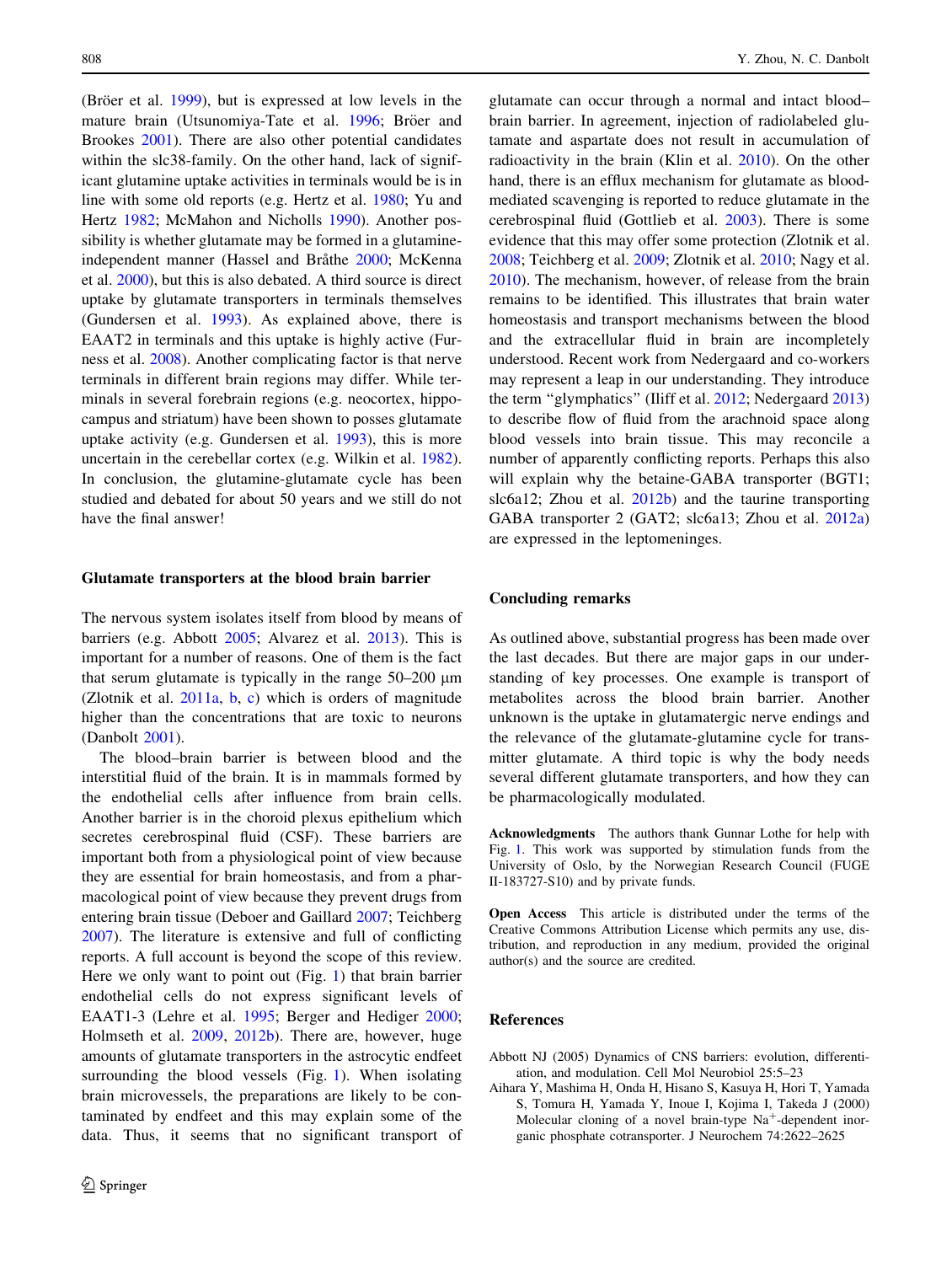(Bröer et al. 1999), but is expressed at low levels in the mature brain (Utsunomiya-Tate et al. 1996; Bröer and Brookes 2001). There are also other potential candidates within the slc38-family. On the other hand, lack of significant glutamine uptake activities in terminals would be is in line with some old reports (e.g. Hertz et al. 1980; Yu and Hertz 1982; McMahon and Nicholls 1990). Another possibility is whether glutamate may be formed in a glutamine-independent manner (Hassel and Bråthe 2000; McKenna et al. 2000), but this is also debated. A third source is direct uptake by glutamate transporters in terminals themselves (Gundersen et al. 1993). As explained above, there is EAAT2 in terminals and this uptake is highly active (Furness et al. 2008). Another complicating factor is that nerve terminals in different brain regions may differ. While terminals in several forebrain regions (e.g. neocortex, hippocampus and striatum) have been shown to posses glutamate uptake activity (e.g. Gundersen et al. 1993), this is more uncertain in the cerebellar cortex (e.g. Wilkin et al. 1982). In conclusion, the glutamine-glutamate cycle has been studied and debated for about 50 years and we still do not have the final answer!

## Glutamate transporters at the blood brain barrier

The nervous system isolates itself from blood by means of barriers (e.g. Abbott 2005; Alvarez et al. 2013). This is important for a number of reasons. One of them is the fact that serum glutamate is typically in the range 50–200 µm (Zlotnik et al. 2011a, b, c) which is orders of magnitude higher than the concentrations that are toxic to neurons (Danbolt 2001).

The blood–brain barrier is between blood and the interstitial fluid of the brain. It is in mammals formed by the endothelial cells after influence from brain cells. Another barrier is in the choroid plexus epithelium which secretes cerebrospinal fluid (CSF). These barriers are important both from a physiological point of view because they are essential for brain homeostasis, and from a pharmacological point of view because they prevent drugs from entering brain tissue (Deboer and Gaillard 2007; Teichberg 2007). The literature is extensive and full of conflicting reports. A full account is beyond the scope of this review. Here we only want to point out (Fig. 1) that brain barrier endothelial cells do not express significant levels of EAAT1-3 (Lehre et al. 1995; Berger and Hediger 2000; Holmseth et al. 2009, 2012b). There are, however, huge amounts of glutamate transporters in the astrocytic endfeet surrounding the blood vessels (Fig. 1). When isolating brain microvessels, the preparations are likely to be contaminated by endfeet and this may explain some of the data. Thus, it seems that no significant transport of glutamate can occur through a normal and intact blood–brain barrier. In agreement, injection of radiolabeled glutamate and aspartate does not result in accumulation of radioactivity in the brain (Klin et al. 2010). On the other hand, there is an efflux mechanism for glutamate as blood-mediated scavenging is reported to reduce glutamate in the cerebrospinal fluid (Gottlieb et al. 2003). There is some evidence that this may offer some protection (Zlotnik et al. 2008; Teichberg et al. 2009; Zlotnik et al. 2010; Nagy et al. 2010). The mechanism, however, of release from the brain remains to be identified. This illustrates that brain water homeostasis and transport mechanisms between the blood and the extracellular fluid in brain are incompletely understood. Recent work from Nedergaard and co-workers may represent a leap in our understanding. They introduce the term "glymphatics" (Iliff et al. 2012; Nedergaard 2013) to describe flow of fluid from the arachnoid space along blood vessels into brain tissue. This may reconcile a number of apparently conflicting reports. Perhaps this also will explain why the betaine-GABA transporter (BGT1; slc6a12; Zhou et al. 2012b) and the taurine transporting GABA transporter 2 (GAT2; slc6a13; Zhou et al. 2012a) are expressed in the leptomeninges.

## Concluding remarks

As outlined above, substantial progress has been made over the last decades. But there are major gaps in our understanding of key processes. One example is transport of metabolites across the blood brain barrier. Another unknown is the uptake in glutamatergic nerve endings and the relevance of the glutamate-glutamine cycle for transmitter glutamate. A third topic is why the body needs several different glutamate transporters, and how they can be pharmacologically modulated.

**Acknowledgments** The authors thank Gunnar Lothe for help with Fig. 1. This work was supported by stimulation funds from the University of Oslo, by the Norwegian Research Council (FUGE II-183727-S10) and by private funds.

**Open Access** This article is distributed under the terms of the Creative Commons Attribution License which permits any use, distribution, and reproduction in any medium, provided the original author(s) and the source are credited.

## References

Abbott NJ (2005) Dynamics of CNS barriers: evolution, differentiation, and modulation. Cell Mol Neurobiol 25:5–23

Aihara Y, Mashima H, Onda H, Hisano S, Kasuya H, Hori T, Yamada S, Tomura H, Yamada Y, Inoue I, Kojima I, Takeda J (2000) Molecular cloning of a novel brain-type $Na^{+}$-dependent inorganic phosphate cotransporter. J Neurochem 74:2622–2625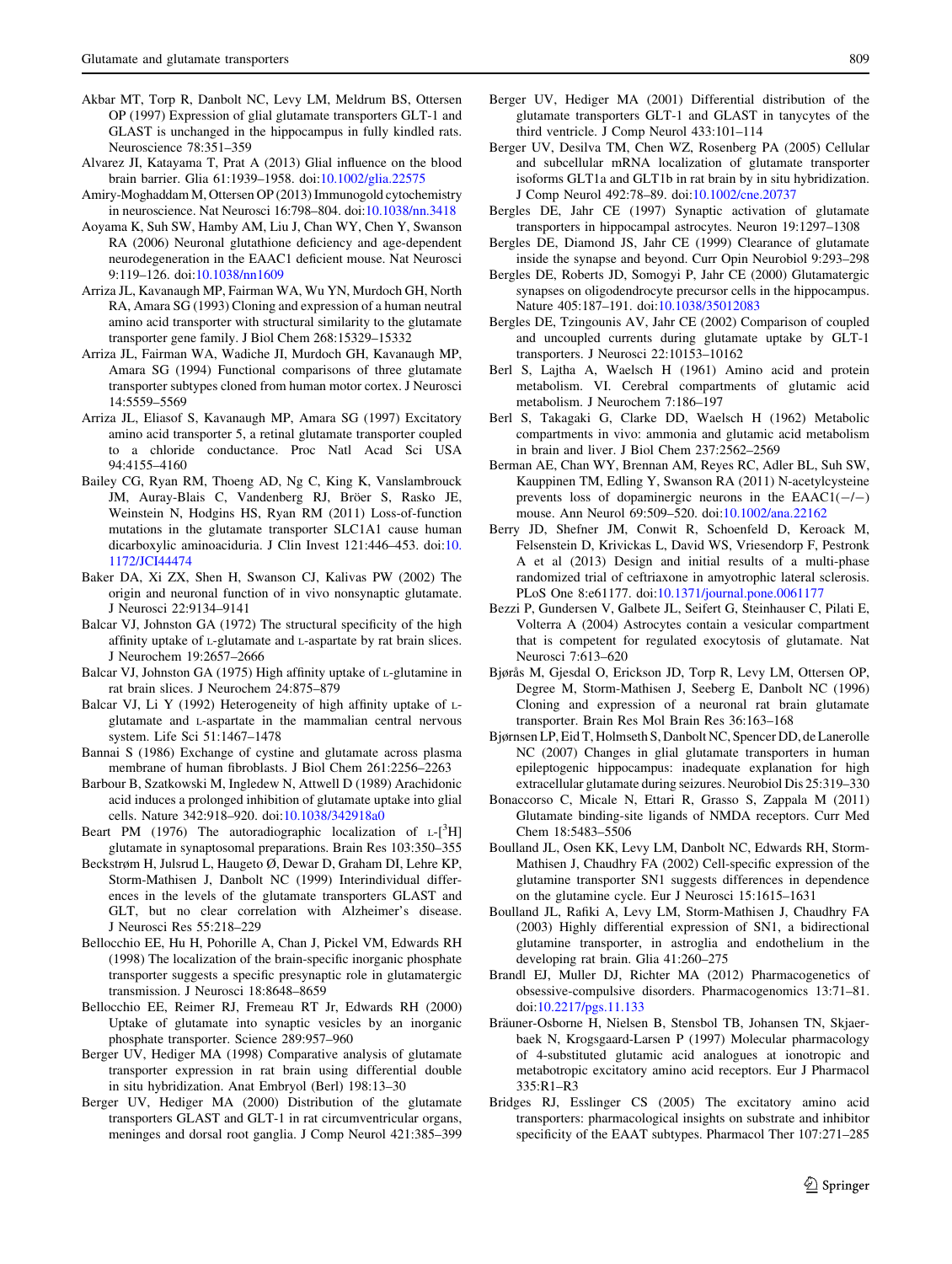Akbar MT, Torp R, Danbolt NC, Levy LM, Meldrum BS, Ottersen OP (1997) Expression of glial glutamate transporters GLT-1 and GLAST is unchanged in the hippocampus in fully kindled rats. Neuroscience 78:351–359

Alvarez JI, Katayama T, Prat A (2013) Glial influence on the blood brain barrier. Glia 61:1939–1958. doi:10.1002/glia.22575

Amiry-Moghaddam M, Ottersen OP (2013) Immunogold cytochemistry in neuroscience. Nat Neurosci 16:798–804. doi:10.1038/nn.3418

Aoyama K, Suh SW, Hamby AM, Liu J, Chan WY, Chen Y, Swanson RA (2006) Neuronal glutathione deficiency and age-dependent neurodegeneration in the EAAC1 deficient mouse. Nat Neurosci 9:119–126. doi:10.1038/nn1609

Arriza JL, Kavanaugh MP, Fairman WA, Wu YN, Murdoch GH, North RA, Amara SG (1993) Cloning and expression of a human neutral amino acid transporter with structural similarity to the glutamate transporter gene family. J Biol Chem 268:15329–15332

Arriza JL, Fairman WA, Wadiche JI, Murdoch GH, Kavanaugh MP, Amara SG (1994) Functional comparisons of three glutamate transporter subtypes cloned from human motor cortex. J Neurosci 14:5559–5569

Arriza JL, Eliasof S, Kavanaugh MP, Amara SG (1997) Excitatory amino acid transporter 5, a retinal glutamate transporter coupled to a chloride conductance. Proc Natl Acad Sci USA 94:4155–4160

Bailey CG, Ryan RM, Thoeng AD, Ng C, King K, Vanslambrouck JM, Auray-Blais C, Vandenberg RJ, Bröer S, Rasko JE, Weinstein N, Hodgins HS, Ryan RM (2011) Loss-of-function mutations in the glutamate transporter SLC1A1 cause human dicarboxylic aminoaciduria. J Clin Invest 121:446–453. doi:10.1172/JCI44474

Baker DA, Xi ZX, Shen H, Swanson CJ, Kalivas PW (2002) The origin and neuronal function of in vivo nonsynaptic glutamate. J Neurosci 22:9134–9141

Balcar VJ, Johnston GA (1972) The structural specificity of the high affinity uptake of L-glutamate and L-aspartate by rat brain slices. J Neurochem 19:2657–2666

Balcar VJ, Johnston GA (1975) High affinity uptake of L-glutamine in rat brain slices. J Neurochem 24:875–879

Balcar VJ, Li Y (1992) Heterogeneity of high affinity uptake of L-glutamate and L-aspartate in the mammalian central nervous system. Life Sci 51:1467–1478

Bannai S (1986) Exchange of cystine and glutamate across plasma membrane of human fibroblasts. J Biol Chem 261:2256–2263

Barbour B, Szatkowski M, Ingledew N, Attwell D (1989) Arachidonic acid induces a prolonged inhibition of glutamate uptake into glial cells. Nature 342:918–920. doi:10.1038/342918a0

Beart PM (1976) The autoradiographic localization of L-[$^3$H] glutamate in synaptosomal preparations. Brain Res 103:350–355

Beckstrøm H, Julsrud L, Haugeto Ø, Dewar D, Graham DI, Lehre KP, Storm-Mathisen J, Danbolt NC (1999) Interindividual differences in the levels of the glutamate transporters GLAST and GLT, but no clear correlation with Alzheimer's disease. J Neurosci Res 55:218–229

Bellocchio EE, Hu H, Pohorille A, Chan J, Pickel VM, Edwards RH (1998) The localization of the brain-specific inorganic phosphate transporter suggests a specific presynaptic role in glutamatergic transmission. J Neurosci 18:8648–8659

Bellocchio EE, Reimer RJ, Fremeau RT Jr, Edwards RH (2000) Uptake of glutamate into synaptic vesicles by an inorganic phosphate transporter. Science 289:957–960

Berger UV, Hediger MA (1998) Comparative analysis of glutamate transporter expression in rat brain using differential double in situ hybridization. Anat Embryol (Berl) 198:13–30

Berger UV, Hediger MA (2000) Distribution of the glutamate transporters GLAST and GLT-1 in rat circumventricular organs, meninges and dorsal root ganglia. J Comp Neurol 421:385–399

Berger UV, Hediger MA (2001) Differential distribution of the glutamate transporters GLT-1 and GLAST in tanycytes of the third ventricle. J Comp Neurol 433:101–114

Berger UV, Desilva TM, Chen WZ, Rosenberg PA (2005) Cellular and subcellular mRNA localization of glutamate transporter isoforms GLT1a and GLT1b in rat brain by in situ hybridization. J Comp Neurol 492:78–89. doi:10.1002/cne.20737

Bergles DE, Jahr CE (1997) Synaptic activation of glutamate transporters in hippocampal astrocytes. Neuron 19:1297–1308

Bergles DE, Diamond JS, Jahr CE (1999) Clearance of glutamate inside the synapse and beyond. Curr Opin Neurobiol 9:293–298

Bergles DE, Roberts JD, Somogyi P, Jahr CE (2000) Glutamatergic synapses on oligodendrocyte precursor cells in the hippocampus. Nature 405:187–191. doi:10.1038/35012083

Bergles DE, Tzingounis AV, Jahr CE (2002) Comparison of coupled and uncoupled currents during glutamate uptake by GLT-1 transporters. J Neurosci 22:10153–10162

Berl S, Lajtha A, Waelsch H (1961) Amino acid and protein metabolism. VI. Cerebral compartments of glutamic acid metabolism. J Neurochem 7:186–197

Berl S, Takagaki G, Clarke DD, Waelsch H (1962) Metabolic compartments in vivo: ammonia and glutamic acid metabolism in brain and liver. J Biol Chem 237:2562–2569

Berman AE, Chan WY, Brennan AM, Reyes RC, Adler BL, Suh SW, Kauppinen TM, Edling Y, Swanson RA (2011) N-acetylcysteine prevents loss of dopaminergic neurons in the EAAC1(−/−) mouse. Ann Neurol 69:509–520. doi:10.1002/ana.22162

Berry JD, Shefner JM, Conwit R, Schoenfeld D, Keroack M, Felsenstein D, Krivickas L, David WS, Vriesendorp F, Pestronk A et al (2013) Design and initial results of a multi-phase randomized trial of ceftriaxone in amyotrophic lateral sclerosis. PLoS One 8:e61177. doi:10.1371/journal.pone.0061177

Bezzi P, Gundersen V, Galbete JL, Seifert G, Steinhauser C, Pilati E, Volterra A (2004) Astrocytes contain a vesicular compartment that is competent for regulated exocytosis of glutamate. Nat Neurosci 7:613–620

Bjørås M, Gjesdal O, Erickson JD, Torp R, Levy LM, Ottersen OP, Degree M, Storm-Mathisen J, Seeberg E, Danbolt NC (1996) Cloning and expression of a neuronal rat brain glutamate transporter. Brain Res Mol Brain Res 36:163–168

Bjørnsen LP, Eid T, Holmseth S, Danbolt NC, Spencer DD, de Lanerolle NC (2007) Changes in glial glutamate transporters in human epileptogenic hippocampus: inadequate explanation for high extracellular glutamate during seizures. Neurobiol Dis 25:319–330

Bonaccorso C, Micale N, Ettari R, Grasso S, Zappala M (2011) Glutamate binding-site ligands of NMDA receptors. Curr Med Chem 18:5483–5506

Boulland JL, Osen KK, Levy LM, Danbolt NC, Edwards RH, Storm-Mathisen J, Chaudhry FA (2002) Cell-specific expression of the glutamine transporter SN1 suggests differences in dependence on the glutamine cycle. Eur J Neurosci 15:1615–1631

Boulland JL, Rafiki A, Levy LM, Storm-Mathisen J, Chaudhry FA (2003) Highly differential expression of SN1, a bidirectional glutamine transporter, in astroglia and endothelium in the developing rat brain. Glia 41:260–275

Brandl EJ, Muller DJ, Richter MA (2012) Pharmacogenetics of obsessive-compulsive disorders. Pharmacogenomics 13:71–81. doi:10.2217/pgs.11.133

Bräuner-Osborne H, Nielsen B, Stensbol TB, Johansen TN, Skjaerbaek N, Krogsgaard-Larsen P (1997) Molecular pharmacology of 4-substituted glutamic acid analogues at ionotropic and metabotropic excitatory amino acid receptors. Eur J Pharmacol 335:R1–R3

Bridges RJ, Esslinger CS (2005) The excitatory amino acid transporters: pharmacological insights on substrate and inhibitor specificity of the EAAT subtypes. Pharmacol Ther 107:271–285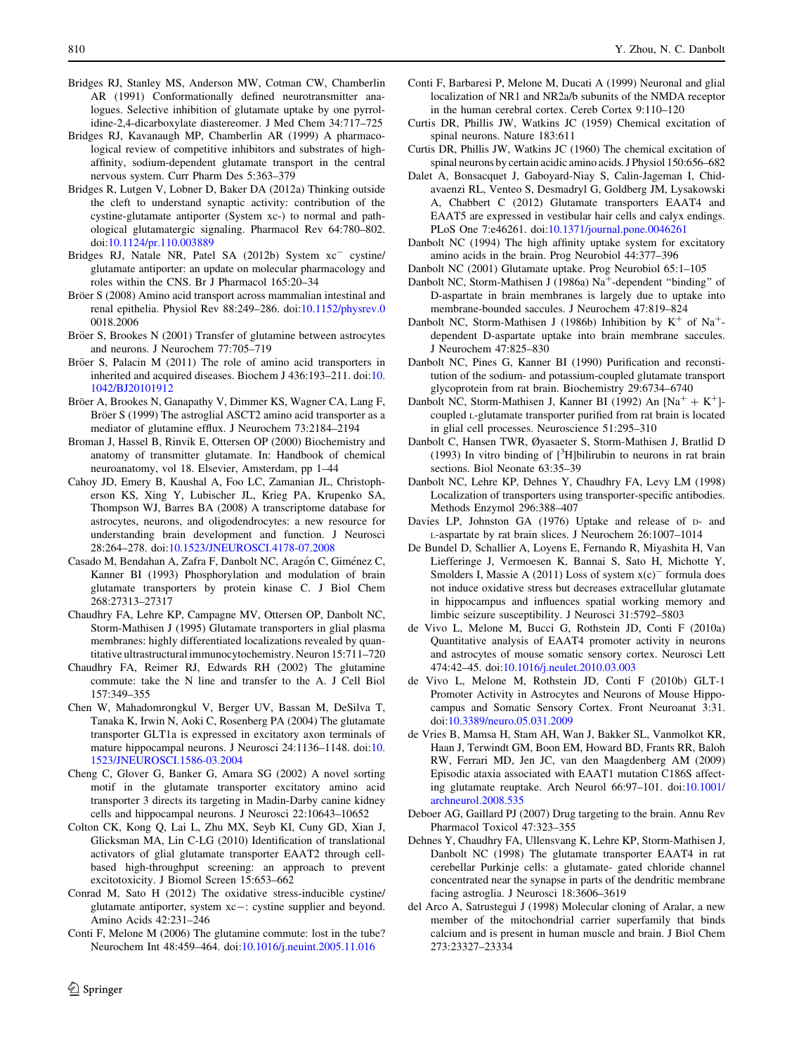Bridges RJ, Stanley MS, Anderson MW, Cotman CW, Chamberlin AR (1991) Conformationally defined neurotransmitter analogues. Selective inhibition of glutamate uptake by one pyrrolidine-2,4-dicarboxylate diastereomer. J Med Chem 34:717–725

Bridges RJ, Kavanaugh MP, Chamberlin AR (1999) A pharmacological review of competitive inhibitors and substrates of high-affinity, sodium-dependent glutamate transport in the central nervous system. Curr Pharm Des 5:363–379

Bridges R, Lutgen V, Lobner D, Baker DA (2012a) Thinking outside the cleft to understand synaptic activity: contribution of the cystine-glutamate antiporter (System xc-) to normal and pathological glutamatergic signaling. Pharmacol Rev 64:780–802. doi:10.1124/pr.110.003889

Bridges RJ, Natale NR, Patel SA (2012b) System $xc^-$ cystine/glutamate antiporter: an update on molecular pharmacology and roles within the CNS. Br J Pharmacol 165:20–34

Bröer S (2008) Amino acid transport across mammalian intestinal and renal epithelia. Physiol Rev 88:249–286. doi:10.1152/physrev.00018.2006

Bröer S, Brookes N (2001) Transfer of glutamine between astrocytes and neurons. J Neurochem 77:705–719

Bröer S, Palacin M (2011) The role of amino acid transporters in inherited and acquired diseases. Biochem J 436:193–211. doi:10.1042/BJ20101912

Bröer A, Brookes N, Ganapathy V, Dimmer KS, Wagner CA, Lang F, Bröer S (1999) The astroglial ASCT2 amino acid transporter as a mediator of glutamine efflux. J Neurochem 73:2184–2194

Broman J, Hassel B, Rinvik E, Ottersen OP (2000) Biochemistry and anatomy of transmitter glutamate. In: Handbook of chemical neuroanatomy, vol 18. Elsevier, Amsterdam, pp 1–44

Cahoy JD, Emery B, Kaushal A, Foo LC, Zamanian JL, Christopherson KS, Xing Y, Lubischer JL, Krieg PA, Krupenko SA, Thompson WJ, Barres BA (2008) A transcriptome database for astrocytes, neurons, and oligodendrocytes: a new resource for understanding brain development and function. J Neurosci 28:264–278. doi:10.1523/JNEUROSCI.4178-07.2008

Casado M, Bendahan A, Zafra F, Danbolt NC, Aragón C, Giménez C, Kanner BI (1993) Phosphorylation and modulation of brain glutamate transporters by protein kinase C. J Biol Chem 268:27313–27317

Chaudhry FA, Lehre KP, Campagne MV, Ottersen OP, Danbolt NC, Storm-Mathisen J (1995) Glutamate transporters in glial plasma membranes: highly differentiated localizations revealed by quantitative ultrastructural immunocytochemistry. Neuron 15:711–720

Chaudhry FA, Reimer RJ, Edwards RH (2002) The glutamine commute: take the N line and transfer to the A. J Cell Biol 157:349–355

Chen W, Mahadomrongkul V, Berger UV, Bassan M, DeSilva T, Tanaka K, Irwin N, Aoki C, Rosenberg PA (2004) The glutamate transporter GLT1a is expressed in excitatory axon terminals of mature hippocampal neurons. J Neurosci 24:1136–1148. doi:10.1523/JNEUROSCI.1586-03.2004

Cheng C, Glover G, Banker G, Amara SG (2002) A novel sorting motif in the glutamate transporter excitatory amino acid transporter 3 directs its targeting in Madin-Darby canine kidney cells and hippocampal neurons. J Neurosci 22:10643–10652

Colton CK, Kong Q, Lai L, Zhu MX, Seyb KI, Cuny GD, Xian J, Glicksman MA, Lin C-LG (2010) Identification of translational activators of glial glutamate transporter EAAT2 through cell-based high-throughput screening: an approach to prevent excitotoxicity. J Biomol Screen 15:653–662

Conrad M, Sato H (2012) The oxidative stress-inducible cystine/glutamate antiporter, system xc−: cystine supplier and beyond. Amino Acids 42:231–246

Conti F, Melone M (2006) The glutamine commute: lost in the tube? Neurochem Int 48:459–464. doi:10.1016/j.neuint.2005.11.016

Conti F, Barbaresi P, Melone M, Ducati A (1999) Neuronal and glial localization of NR1 and NR2a/b subunits of the NMDA receptor in the human cerebral cortex. Cereb Cortex 9:110–120

Curtis DR, Phillis JW, Watkins JC (1959) Chemical excitation of spinal neurons. Nature 183:611

Curtis DR, Phillis JW, Watkins JC (1960) The chemical excitation of spinal neurons by certain acidic amino acids. J Physiol 150:656–682

Dalet A, Bonsacquet J, Gaboyard-Niay S, Calin-Jageman I, Chidavaenzi RL, Venteo S, Desmadryl G, Goldberg JM, Lysakowski A, Chabbert C (2012) Glutamate transporters EAAT4 and EAAT5 are expressed in vestibular hair cells and calyx endings. PLoS One 7:e46261. doi:10.1371/journal.pone.0046261

Danbolt NC (1994) The high affinity uptake system for excitatory amino acids in the brain. Prog Neurobiol 44:377–396

Danbolt NC (2001) Glutamate uptake. Prog Neurobiol 65:1–105

Danbolt NC, Storm-Mathisen J (1986a) $Na^+$-dependent "binding" of D-aspartate in brain membranes is largely due to uptake into membrane-bounded saccules. J Neurochem 47:819–824

Danbolt NC, Storm-Mathisen J (1986b) Inhibition by $K^+$ of $Na^+$-dependent D-aspartate uptake into brain membrane saccules. J Neurochem 47:825–830

Danbolt NC, Pines G, Kanner BI (1990) Purification and reconstitution of the sodium- and potassium-coupled glutamate transport glycoprotein from rat brain. Biochemistry 29:6734–6740

Danbolt NC, Storm-Mathisen J, Kanner BI (1992) An $[Na^+ + K^+]$-coupled L-glutamate transporter purified from rat brain is located in glial cell processes. Neuroscience 51:295–310

Danbolt C, Hansen TWR, Øyasaeter S, Storm-Mathisen J, Bratlid D (1993) In vitro binding of $[^3H]$bilirubin to neurons in rat brain sections. Biol Neonate 63:35–39

Danbolt NC, Lehre KP, Dehnes Y, Chaudhry FA, Levy LM (1998) Localization of transporters using transporter-specific antibodies. Methods Enzymol 296:388–407

Davies LP, Johnston GA (1976) Uptake and release of D- and L-aspartate by rat brain slices. J Neurochem 26:1007–1014

De Bundel D, Schallier A, Loyens E, Fernando R, Miyashita H, Van Liefferinge J, Vermoesen K, Bannai S, Sato H, Michotte Y, Smolders I, Massie A (2011) Loss of system $x(c)^-$ formula does not induce oxidative stress but decreases extracellular glutamate in hippocampus and influences spatial working memory and limbic seizure susceptibility. J Neurosci 31:5792–5803

de Vivo L, Melone M, Bucci G, Rothstein JD, Conti F (2010a) Quantitative analysis of EAAT4 promoter activity in neurons and astrocytes of mouse somatic sensory cortex. Neurosci Lett 474:42–45. doi:10.1016/j.neulet.2010.03.003

de Vivo L, Melone M, Rothstein JD, Conti F (2010b) GLT-1 Promoter Activity in Astrocytes and Neurons of Mouse Hippocampus and Somatic Sensory Cortex. Front Neuroanat 3:31. doi:10.3389/neuro.05.031.2009

de Vries B, Mamsa H, Stam AH, Wan J, Bakker SL, Vanmolkot KR, Haan J, Terwindt GM, Boon EM, Howard BD, Frants RR, Baloh RW, Ferrari MD, Jen JC, van den Maagdenberg AM (2009) Episodic ataxia associated with EAAT1 mutation C186S affecting glutamate reuptake. Arch Neurol 66:97–101. doi:10.1001/archneurol.2008.535

Deboer AG, Gaillard PJ (2007) Drug targeting to the brain. Annu Rev Pharmacol Toxicol 47:323–355

Dehnes Y, Chaudhry FA, Ullensvang K, Lehre KP, Storm-Mathisen J, Danbolt NC (1998) The glutamate transporter EAAT4 in rat cerebellar Purkinje cells: a glutamate- gated chloride channel concentrated near the synapse in parts of the dendritic membrane facing astroglia. J Neurosci 18:3606–3619

del Arco A, Satrustegui J (1998) Molecular cloning of Aralar, a new member of the mitochondrial carrier superfamily that binds calcium and is present in human muscle and brain. J Biol Chem 273:23327–23334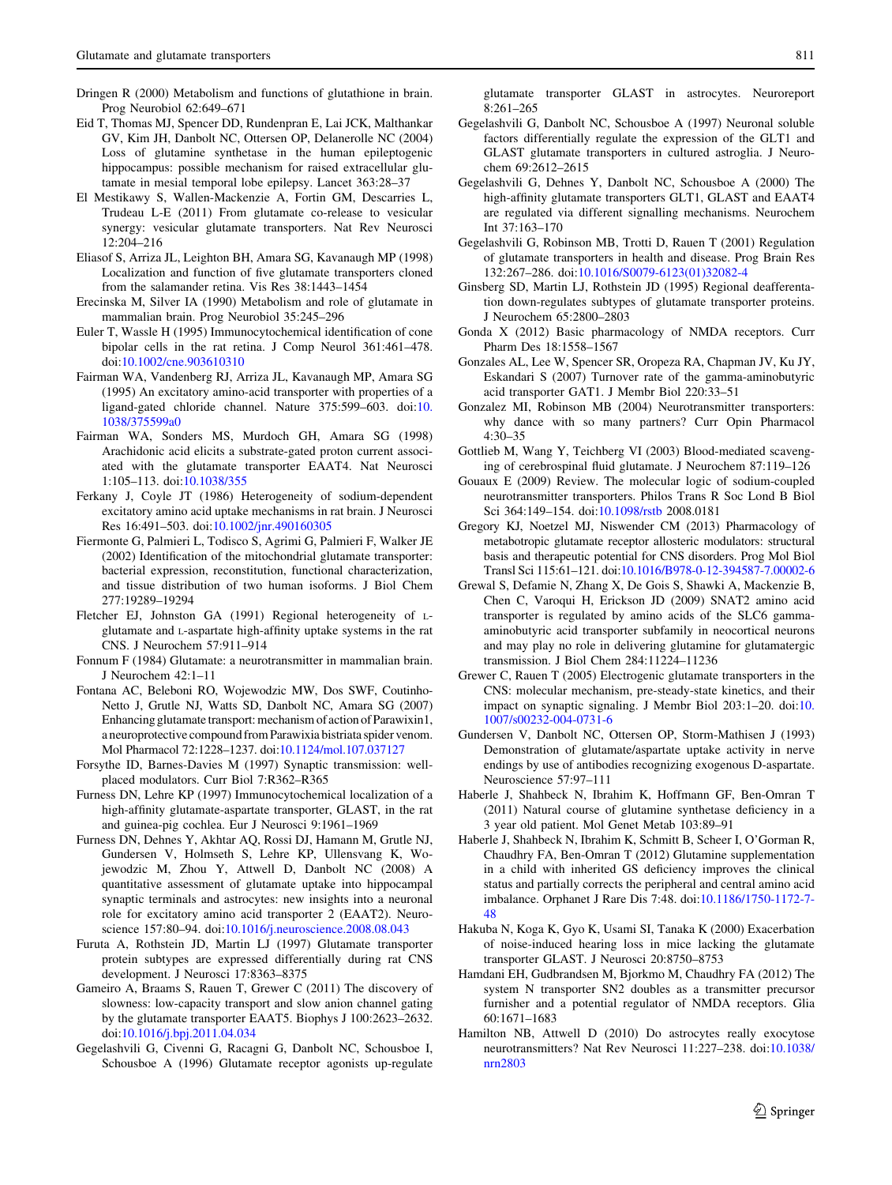Dringen R (2000) Metabolism and functions of glutathione in brain. Prog Neurobiol 62:649–671

Eid T, Thomas MJ, Spencer DD, Rundenpran E, Lai JCK, Malthankar GV, Kim JH, Danbolt NC, Ottersen OP, Delanerolle NC (2004) Loss of glutamine synthetase in the human epileptogenic hippocampus: possible mechanism for raised extracellular glutamate in mesial temporal lobe epilepsy. Lancet 363:28–37

El Mestikawy S, Wallen-Mackenzie A, Fortin GM, Descarries L, Trudeau L-E (2011) From glutamate co-release to vesicular synergy: vesicular glutamate transporters. Nat Rev Neurosci 12:204–216

Eliasof S, Arriza JL, Leighton BH, Amara SG, Kavanaugh MP (1998) Localization and function of five glutamate transporters cloned from the salamander retina. Vis Res 38:1443–1454

Erecinska M, Silver IA (1990) Metabolism and role of glutamate in mammalian brain. Prog Neurobiol 35:245–296

Euler T, Wassle H (1995) Immunocytochemical identification of cone bipolar cells in the rat retina. J Comp Neurol 361:461–478. doi:10.1002/cne.903610310

Fairman WA, Vandenberg RJ, Arriza JL, Kavanaugh MP, Amara SG (1995) An excitatory amino-acid transporter with properties of a ligand-gated chloride channel. Nature 375:599–603. doi:10.1038/375599a0

Fairman WA, Sonders MS, Murdoch GH, Amara SG (1998) Arachidonic acid elicits a substrate-gated proton current associated with the glutamate transporter EAAT4. Nat Neurosci 1:105–113. doi:10.1038/355

Ferkany J, Coyle JT (1986) Heterogeneity of sodium-dependent excitatory amino acid uptake mechanisms in rat brain. J Neurosci Res 16:491–503. doi:10.1002/jnr.490160305

Fiermonte G, Palmieri L, Todisco S, Agrimi G, Palmieri F, Walker JE (2002) Identification of the mitochondrial glutamate transporter: bacterial expression, reconstitution, functional characterization, and tissue distribution of two human isoforms. J Biol Chem 277:19289–19294

Fletcher EJ, Johnston GA (1991) Regional heterogeneity of L-glutamate and L-aspartate high-affinity uptake systems in the rat CNS. J Neurochem 57:911–914

Fonnum F (1984) Glutamate: a neurotransmitter in mammalian brain. J Neurochem 42:1–11

Fontana AC, Beleboni RO, Wojewodzic MW, Dos SWF, Coutinho-Netto J, Grutle NJ, Watts SD, Danbolt NC, Amara SG (2007) Enhancing glutamate transport: mechanism of action of Parawixin1, a neuroprotective compound from Parawixia bistriata spider venom. Mol Pharmacol 72:1228–1237. doi:10.1124/mol.107.037127

Forsythe ID, Barnes-Davies M (1997) Synaptic transmission: well-placed modulators. Curr Biol 7:R362–R365

Furness DN, Lehre KP (1997) Immunocytochemical localization of a high-affinity glutamate-aspartate transporter, GLAST, in the rat and guinea-pig cochlea. Eur J Neurosci 9:1961–1969

Furness DN, Dehnes Y, Akhtar AQ, Rossi DJ, Hamann M, Grutle NJ, Gundersen V, Holmseth S, Lehre KP, Ullensvang K, Wojewodzic M, Zhou Y, Attwell D, Danbolt NC (2008) A quantitative assessment of glutamate uptake into hippocampal synaptic terminals and astrocytes: new insights into a neuronal role for excitatory amino acid transporter 2 (EAAT2). Neuroscience 157:80–94. doi:10.1016/j.neuroscience.2008.08.043

Furuta A, Rothstein JD, Martin LJ (1997) Glutamate transporter protein subtypes are expressed differentially during rat CNS development. J Neurosci 17:8363–8375

Gameiro A, Braams S, Rauen T, Grewer C (2011) The discovery of slowness: low-capacity transport and slow anion channel gating by the glutamate transporter EAAT5. Biophys J 100:2623–2632. doi:10.1016/j.bpj.2011.04.034

Gegelashvili G, Civenni G, Racagni G, Danbolt NC, Schousboe I, Schousboe A (1996) Glutamate receptor agonists up-regulate glutamate transporter GLAST in astrocytes. Neuroreport 8:261–265

Gegelashvili G, Danbolt NC, Schousboe A (1997) Neuronal soluble factors differentially regulate the expression of the GLT1 and GLAST glutamate transporters in cultured astroglia. J Neurochem 69:2612–2615

Gegelashvili G, Dehnes Y, Danbolt NC, Schousboe A (2000) The high-affinity glutamate transporters GLT1, GLAST and EAAT4 are regulated via different signalling mechanisms. Neurochem Int 37:163–170

Gegelashvili G, Robinson MB, Trotti D, Rauen T (2001) Regulation of glutamate transporters in health and disease. Prog Brain Res 132:267–286. doi:10.1016/S0079-6123(01)32082-4

Ginsberg SD, Martin LJ, Rothstein JD (1995) Regional deafferentation down-regulates subtypes of glutamate transporter proteins. J Neurochem 65:2800–2803

Gonda X (2012) Basic pharmacology of NMDA receptors. Curr Pharm Des 18:1558–1567

Gonzales AL, Lee W, Spencer SR, Oropeza RA, Chapman JV, Ku JY, Eskandari S (2007) Turnover rate of the gamma-aminobutyric acid transporter GAT1. J Membr Biol 220:33–51

Gonzalez MI, Robinson MB (2004) Neurotransmitter transporters: why dance with so many partners? Curr Opin Pharmacol 4:30–35

Gottlieb M, Wang Y, Teichberg VI (2003) Blood-mediated scavenging of cerebrospinal fluid glutamate. J Neurochem 87:119–126

Gouaux E (2009) Review. The molecular logic of sodium-coupled neurotransmitter transporters. Philos Trans R Soc Lond B Biol Sci 364:149–154. doi:10.1098/rstb 2008.0181

Gregory KJ, Noetzel MJ, Niswender CM (2013) Pharmacology of metabotropic glutamate receptor allosteric modulators: structural basis and therapeutic potential for CNS disorders. Prog Mol Biol Transl Sci 115:61–121. doi:10.1016/B978-0-12-394587-7.00002-6

Grewal S, Defamie N, Zhang X, De Gois S, Shawki A, Mackenzie B, Chen C, Varoqui H, Erickson JD (2009) SNAT2 amino acid transporter is regulated by amino acids of the SLC6 gamma-aminobutyric acid transporter subfamily in neocortical neurons and may play no role in delivering glutamine for glutamatergic transmission. J Biol Chem 284:11224–11236

Grewer C, Rauen T (2005) Electrogenic glutamate transporters in the CNS: molecular mechanism, pre-steady-state kinetics, and their impact on synaptic signaling. J Membr Biol 203:1–20. doi:10.1007/s00232-004-0731-6

Gundersen V, Danbolt NC, Ottersen OP, Storm-Mathisen J (1993) Demonstration of glutamate/aspartate uptake activity in nerve endings by use of antibodies recognizing exogenous D-aspartate. Neuroscience 57:97–111

Haberle J, Shahbeck N, Ibrahim K, Hoffmann GF, Ben-Omran T (2011) Natural course of glutamine synthetase deficiency in a 3 year old patient. Mol Genet Metab 103:89–91

Haberle J, Shahbeck N, Ibrahim K, Schmitt B, Scheer I, O'Gorman R, Chaudhry FA, Ben-Omran T (2012) Glutamine supplementation in a child with inherited GS deficiency improves the clinical status and partially corrects the peripheral and central amino acid imbalance. Orphanet J Rare Dis 7:48. doi:10.1186/1750-1172-7-48

Hakuba N, Koga K, Gyo K, Usami SI, Tanaka K (2000) Exacerbation of noise-induced hearing loss in mice lacking the glutamate transporter GLAST. J Neurosci 20:8750–8753

Hamdani EH, Gudbrandsen M, Bjorkmo M, Chaudhry FA (2012) The system N transporter SN2 doubles as a transmitter precursor furnisher and a potential regulator of NMDA receptors. Glia 60:1671–1683

Hamilton NB, Attwell D (2010) Do astrocytes really exocytose neurotransmitters? Nat Rev Neurosci 11:227–238. doi:10.1038/nrn2803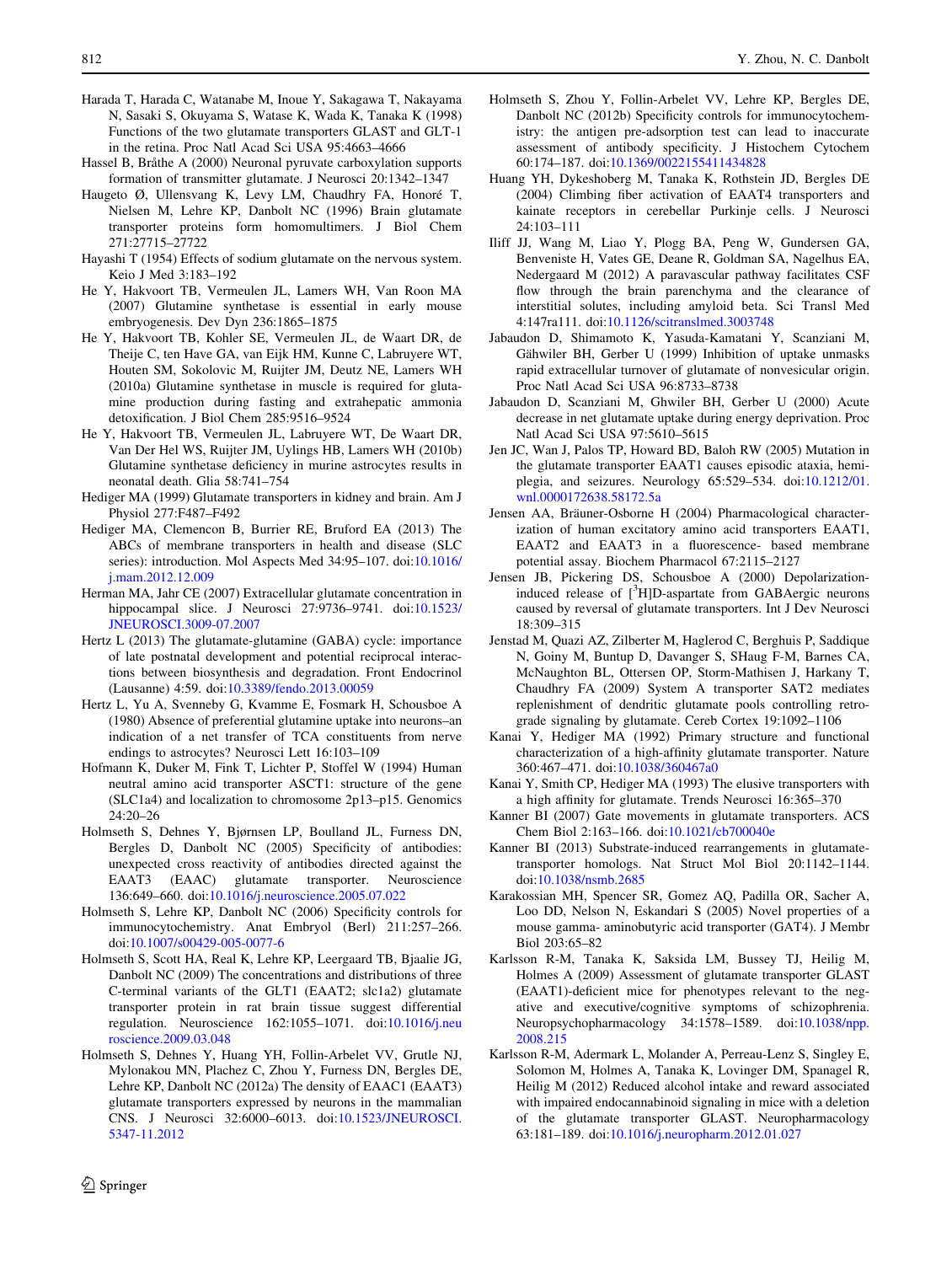Harada T, Harada C, Watanabe M, Inoue Y, Sakagawa T, Nakayama N, Sasaki S, Okuyama S, Watase K, Wada K, Tanaka K (1998) Functions of the two glutamate transporters GLAST and GLT-1 in the retina. Proc Natl Acad Sci USA 95:4663–4666

Hassel B, Bråthe A (2000) Neuronal pyruvate carboxylation supports formation of transmitter glutamate. J Neurosci 20:1342–1347

Haugeto Ø, Ullensvang K, Levy LM, Chaudhry FA, Honoré T, Nielsen M, Lehre KP, Danbolt NC (1996) Brain glutamate transporter proteins form homomultimers. J Biol Chem 271:27715–27722

Hayashi T (1954) Effects of sodium glutamate on the nervous system. Keio J Med 3:183–192

He Y, Hakvoort TB, Vermeulen JL, Lamers WH, Van Roon MA (2007) Glutamine synthetase is essential in early mouse embryogenesis. Dev Dyn 236:1865–1875

He Y, Hakvoort TB, Kohler SE, Vermeulen JL, de Waart DR, de Theije C, ten Have GA, van Eijk HM, Kunne C, Labruyere WT, Houten SM, Sokolovic M, Ruijter JM, Deutz NE, Lamers WH (2010a) Glutamine synthetase in muscle is required for glutamine production during fasting and extrahepatic ammonia detoxification. J Biol Chem 285:9516–9524

He Y, Hakvoort TB, Vermeulen JL, Labruyere WT, De Waart DR, Van Der Hel WS, Ruijter JM, Uylings HB, Lamers WH (2010b) Glutamine synthetase deficiency in murine astrocytes results in neonatal death. Glia 58:741–754

Hediger MA (1999) Glutamate transporters in kidney and brain. Am J Physiol 277:F487–F492

Hediger MA, Clemencon B, Burrier RE, Bruford EA (2013) The ABCs of membrane transporters in health and disease (SLC series): introduction. Mol Aspects Med 34:95–107. doi:10.1016/j.mam.2012.12.009

Herman MA, Jahr CE (2007) Extracellular glutamate concentration in hippocampal slice. J Neurosci 27:9736–9741. doi:10.1523/JNEUROSCI.3009-07.2007

Hertz L (2013) The glutamate-glutamine (GABA) cycle: importance of late postnatal development and potential reciprocal interactions between biosynthesis and degradation. Front Endocrinol (Lausanne) 4:59. doi:10.3389/fendo.2013.00059

Hertz L, Yu A, Svenneby G, Kvamme E, Fosmark H, Schousboe A (1980) Absence of preferential glutamine uptake into neurons–an indication of a net transfer of TCA constituents from nerve endings to astrocytes? Neurosci Lett 16:103–109

Hofmann K, Duker M, Fink T, Lichter P, Stoffel W (1994) Human neutral amino acid transporter ASCT1: structure of the gene (SLC1a4) and localization to chromosome 2p13–p15. Genomics 24:20–26

Holmseth S, Dehnes Y, Bjørnsen LP, Boulland JL, Furness DN, Bergles D, Danbolt NC (2005) Specificity of antibodies: unexpected cross reactivity of antibodies directed against the EAAT3 (EAAC) glutamate transporter. Neuroscience 136:649–660. doi:10.1016/j.neuroscience.2005.07.022

Holmseth S, Lehre KP, Danbolt NC (2006) Specificity controls for immunocytochemistry. Anat Embryol (Berl) 211:257–266. doi:10.1007/s00429-005-0077-6

Holmseth S, Scott HA, Real K, Lehre KP, Leergaard TB, Bjaalie JG, Danbolt NC (2009) The concentrations and distributions of three C-terminal variants of the GLT1 (EAAT2; slc1a2) glutamate transporter protein in rat brain tissue suggest differential regulation. Neuroscience 162:1055–1071. doi:10.1016/j.neuroscience.2009.03.048

Holmseth S, Dehnes Y, Huang YH, Follin-Arbelet VV, Grutle NJ, Mylonakou MN, Plachez C, Zhou Y, Furness DN, Bergles DE, Lehre KP, Danbolt NC (2012a) The density of EAAC1 (EAAT3) glutamate transporters expressed by neurons in the mammalian CNS. J Neurosci 32:6000–6013. doi:10.1523/JNEUROSCI.5347-11.2012

Holmseth S, Zhou Y, Follin-Arbelet VV, Lehre KP, Bergles DE, Danbolt NC (2012b) Specificity controls for immunocytochemistry: the antigen pre-adsorption test can lead to inaccurate assessment of antibody specificity. J Histochem Cytochem 60:174–187. doi:10.1369/0022155411434828

Huang YH, Dykeshoberg M, Tanaka K, Rothstein JD, Bergles DE (2004) Climbing fiber activation of EAAT4 transporters and kainate receptors in cerebellar Purkinje cells. J Neurosci 24:103–111

Iliff JJ, Wang M, Liao Y, Plogg BA, Peng W, Gundersen GA, Benveniste H, Vates GE, Deane R, Goldman SA, Nagelhus EA, Nedergaard M (2012) A paravascular pathway facilitates CSF flow through the brain parenchyma and the clearance of interstitial solutes, including amyloid beta. Sci Transl Med 4:147ra111. doi:10.1126/scitranslmed.3003748

Jabaudon D, Shimamoto K, Yasuda-Kamatani Y, Scanziani M, Gähwiler BH, Gerber U (1999) Inhibition of uptake unmasks rapid extracellular turnover of glutamate of nonvesicular origin. Proc Natl Acad Sci USA 96:8733–8738

Jabaudon D, Scanziani M, Ghwiler BH, Gerber U (2000) Acute decrease in net glutamate uptake during energy deprivation. Proc Natl Acad Sci USA 97:5610–5615

Jen JC, Wan J, Palos TP, Howard BD, Baloh RW (2005) Mutation in the glutamate transporter EAAT1 causes episodic ataxia, hemiplegia, and seizures. Neurology 65:529–534. doi:10.1212/01.wnl.0000172638.58172.5a

Jensen AA, Bräuner-Osborne H (2004) Pharmacological characterization of human excitatory amino acid transporters EAAT1, EAAT2 and EAAT3 in a fluorescence- based membrane potential assay. Biochem Pharmacol 67:2115–2127

Jensen JB, Pickering DS, Schousboe A (2000) Depolarization-induced release of [$^{3}$H]D-aspartate from GABAergic neurons caused by reversal of glutamate transporters. Int J Dev Neurosci 18:309–315

Jenstad M, Quazi AZ, Zilberter M, Haglerod C, Berghuis P, Saddique N, Goiny M, Buntup D, Davanger S, SHaug F-M, Barnes CA, McNaughton BL, Ottersen OP, Storm-Mathisen J, Harkany T, Chaudhry FA (2009) System A transporter SAT2 mediates replenishment of dendritic glutamate pools controlling retrograde signaling by glutamate. Cereb Cortex 19:1092–1106

Kanai Y, Hediger MA (1992) Primary structure and functional characterization of a high-affinity glutamate transporter. Nature 360:467–471. doi:10.1038/360467a0

Kanai Y, Smith CP, Hediger MA (1993) The elusive transporters with a high affinity for glutamate. Trends Neurosci 16:365–370

Kanner BI (2007) Gate movements in glutamate transporters. ACS Chem Biol 2:163–166. doi:10.1021/cb700040e

Kanner BI (2013) Substrate-induced rearrangements in glutamate-transporter homologs. Nat Struct Mol Biol 20:1142–1144. doi:10.1038/nsmb.2685

Karakossian MH, Spencer SR, Gomez AQ, Padilla OR, Sacher A, Loo DD, Nelson N, Eskandari S (2005) Novel properties of a mouse gamma- aminobutyric acid transporter (GAT4). J Membr Biol 203:65–82

Karlsson R-M, Tanaka K, Saksida LM, Bussey TJ, Heilig M, Holmes A (2009) Assessment of glutamate transporter GLAST (EAAT1)-deficient mice for phenotypes relevant to the negative and executive/cognitive symptoms of schizophrenia. Neuropsychopharmacology 34:1578–1589. doi:10.1038/npp.2008.215

Karlsson R-M, Adermark L, Molander A, Perreau-Lenz S, Singley E, Solomon M, Holmes A, Tanaka K, Lovinger DM, Spanagel R, Heilig M (2012) Reduced alcohol intake and reward associated with impaired endocannabinoid signaling in mice with a deletion of the glutamate transporter GLAST. Neuropharmacology 63:181–189. doi:10.1016/j.neuropharm.2012.01.027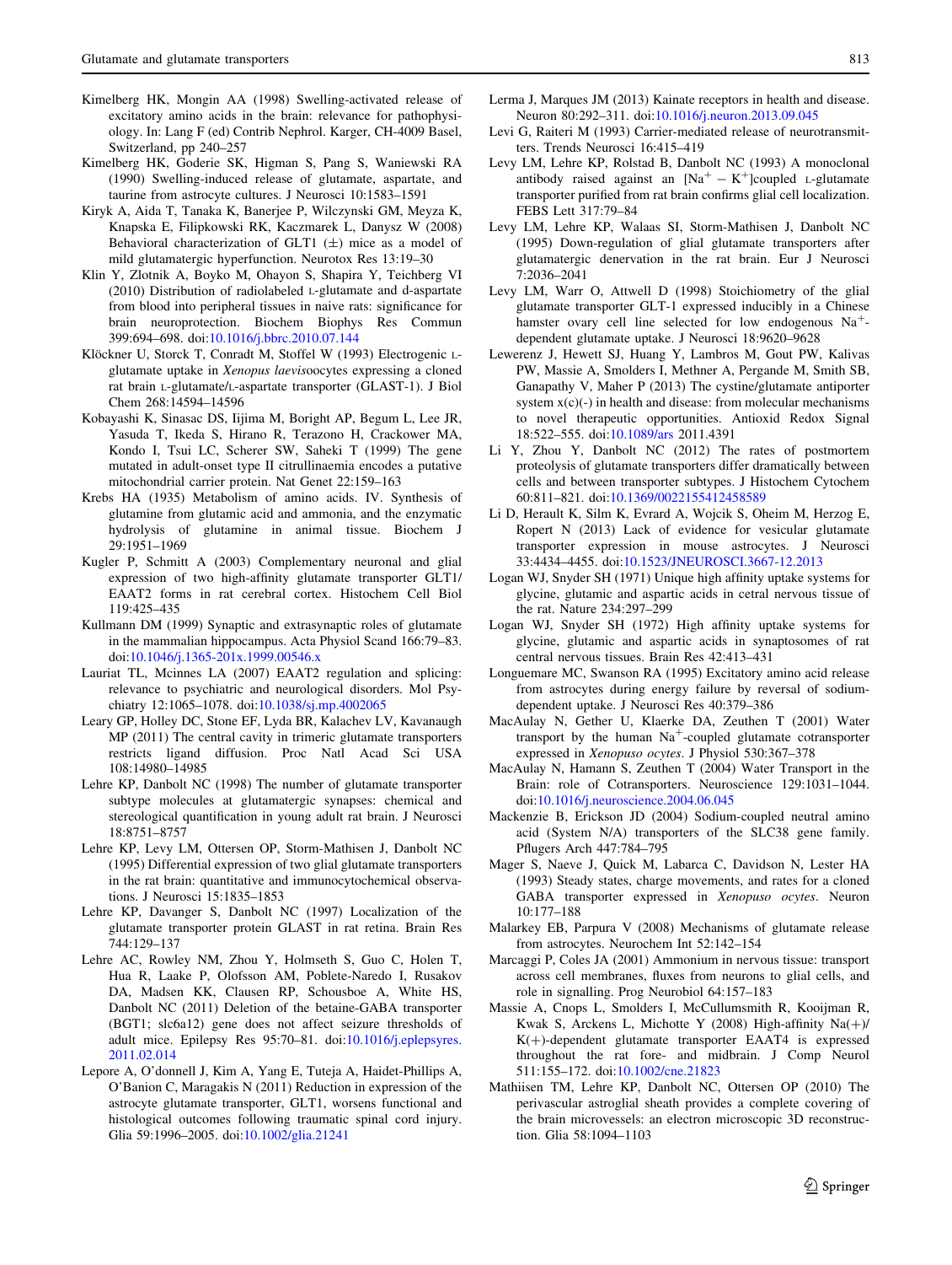Kimelberg HK, Mongin AA (1998) Swelling-activated release of excitatory amino acids in the brain: relevance for pathophysiology. In: Lang F (ed) Contrib Nephrol. Karger, CH-4009 Basel, Switzerland, pp 240–257

Kimelberg HK, Goderie SK, Higman S, Pang S, Waniewski RA (1990) Swelling-induced release of glutamate, aspartate, and taurine from astrocyte cultures. J Neurosci 10:1583–1591

Kiryk A, Aida T, Tanaka K, Banerjee P, Wilczynski GM, Meyza K, Knapska E, Filipkowski RK, Kaczmarek L, Danysz W (2008) Behavioral characterization of GLT1 (±) mice as a model of mild glutamatergic hyperfunction. Neurotox Res 13:19–30

Klin Y, Zlotnik A, Boyko M, Ohayon S, Shapira Y, Teichberg VI (2010) Distribution of radiolabeled L-glutamate and d-aspartate from blood into peripheral tissues in naive rats: significance for brain neuroprotection. Biochem Biophys Res Commun 399:694–698. doi:10.1016/j.bbrc.2010.07.144

Klöckner U, Storck T, Conradt M, Stoffel W (1993) Electrogenic L-glutamate uptake in *Xenopus laevis*oocytes expressing a cloned rat brain L-glutamate/L-aspartate transporter (GLAST-1). J Biol Chem 268:14594–14596

Kobayashi K, Sinasac DS, Iijima M, Boright AP, Begum L, Lee JR, Yasuda T, Ikeda S, Hirano R, Terazono H, Crackower MA, Kondo I, Tsui LC, Scherer SW, Saheki T (1999) The gene mutated in adult-onset type II citrullinaemia encodes a putative mitochondrial carrier protein. Nat Genet 22:159–163

Krebs HA (1935) Metabolism of amino acids. IV. Synthesis of glutamine from glutamic acid and ammonia, and the enzymatic hydrolysis of glutamine in animal tissue. Biochem J 29:1951–1969

Kugler P, Schmitt A (2003) Complementary neuronal and glial expression of two high-affinity glutamate transporter GLT1/EAAT2 forms in rat cerebral cortex. Histochem Cell Biol 119:425–435

Kullmann DM (1999) Synaptic and extrasynaptic roles of glutamate in the mammalian hippocampus. Acta Physiol Scand 166:79–83. doi:10.1046/j.1365-201x.1999.00546.x

Lauriat TL, Mcinnes LA (2007) EAAT2 regulation and splicing: relevance to psychiatric and neurological disorders. Mol Psychiatry 12:1065–1078. doi:10.1038/sj.mp.4002065

Leary GP, Holley DC, Stone EF, Lyda BR, Kalachev LV, Kavanaugh MP (2011) The central cavity in trimeric glutamate transporters restricts ligand diffusion. Proc Natl Acad Sci USA 108:14980–14985

Lehre KP, Danbolt NC (1998) The number of glutamate transporter subtype molecules at glutamatergic synapses: chemical and stereological quantification in young adult rat brain. J Neurosci 18:8751–8757

Lehre KP, Levy LM, Ottersen OP, Storm-Mathisen J, Danbolt NC (1995) Differential expression of two glial glutamate transporters in the rat brain: quantitative and immunocytochemical observations. J Neurosci 15:1835–1853

Lehre KP, Davanger S, Danbolt NC (1997) Localization of the glutamate transporter protein GLAST in rat retina. Brain Res 744:129–137

Lehre AC, Rowley NM, Zhou Y, Holmseth S, Guo C, Holen T, Hua R, Laake P, Olofsson AM, Poblete-Naredo I, Rusakov DA, Madsen KK, Clausen RP, Schousboe A, White HS, Danbolt NC (2011) Deletion of the betaine-GABA transporter (BGT1; slc6a12) gene does not affect seizure thresholds of adult mice. Epilepsy Res 95:70–81. doi:10.1016/j.eplepsyres.2011.02.014

Lepore A, O'donnell J, Kim A, Yang E, Tuteja A, Haidet-Phillips A, O'Banion C, Maragakis N (2011) Reduction in expression of the astrocyte glutamate transporter, GLT1, worsens functional and histological outcomes following traumatic spinal cord injury. Glia 59:1996–2005. doi:10.1002/glia.21241

Lerma J, Marques JM (2013) Kainate receptors in health and disease. Neuron 80:292–311. doi:10.1016/j.neuron.2013.09.045

Levi G, Raiteri M (1993) Carrier-mediated release of neurotransmitters. Trends Neurosci 16:415–419

Levy LM, Lehre KP, Rolstad B, Danbolt NC (1993) A monoclonal antibody raised against an [$Na^+$ – $K^+$]coupled L-glutamate transporter purified from rat brain confirms glial cell localization. FEBS Lett 317:79–84

Levy LM, Lehre KP, Walaas SI, Storm-Mathisen J, Danbolt NC (1995) Down-regulation of glial glutamate transporters after glutamatergic denervation in the rat brain. Eur J Neurosci 7:2036–2041

Levy LM, Warr O, Attwell D (1998) Stoichiometry of the glial glutamate transporter GLT-1 expressed inducibly in a Chinese hamster ovary cell line selected for low endogenous $Na^+$-dependent glutamate uptake. J Neurosci 18:9620–9628

Lewerenz J, Hewett SJ, Huang Y, Lambros M, Gout PW, Kalivas PW, Massie A, Smolders I, Methner A, Pergande M, Smith SB, Ganapathy V, Maher P (2013) The cystine/glutamate antiporter system x(c)(-) in health and disease: from molecular mechanisms to novel therapeutic opportunities. Antioxid Redox Signal 18:522–555. doi:10.1089/ars 2011.4391

Li Y, Zhou Y, Danbolt NC (2012) The rates of postmortem proteolysis of glutamate transporters differ dramatically between cells and between transporter subtypes. J Histochem Cytochem 60:811–821. doi:10.1369/0022155412458589

Li D, Herault K, Silm K, Evrard A, Wojcik S, Oheim M, Herzog E, Ropert N (2013) Lack of evidence for vesicular glutamate transporter expression in mouse astrocytes. J Neurosci 33:4434–4455. doi:10.1523/JNEUROSCI.3667-12.2013

Logan WJ, Snyder SH (1971) Unique high affinity uptake systems for glycine, glutamic and aspartic acids in cetral nervous tissue of the rat. Nature 234:297–299

Logan WJ, Snyder SH (1972) High affinity uptake systems for glycine, glutamic and aspartic acids in synaptosomes of rat central nervous tissues. Brain Res 42:413–431

Longuemare MC, Swanson RA (1995) Excitatory amino acid release from astrocytes during energy failure by reversal of sodium-dependent uptake. J Neurosci Res 40:379–386

MacAulay N, Gether U, Klaerke DA, Zeuthen T (2001) Water transport by the human $Na^+$-coupled glutamate cotransporter expressed in *Xenopuso ocytes*. J Physiol 530:367–378

MacAulay N, Hamann S, Zeuthen T (2004) Water Transport in the Brain: role of Cotransporters. Neuroscience 129:1031–1044. doi:10.1016/j.neuroscience.2004.06.045

Mackenzie B, Erickson JD (2004) Sodium-coupled neutral amino acid (System N/A) transporters of the SLC38 gene family. Pflugers Arch 447:784–795

Mager S, Naeve J, Quick M, Labarca C, Davidson N, Lester HA (1993) Steady states, charge movements, and rates for a cloned GABA transporter expressed in *Xenopuso ocytes*. Neuron 10:177–188

Malarkey EB, Parpura V (2008) Mechanisms of glutamate release from astrocytes. Neurochem Int 52:142–154

Marcaggi P, Coles JA (2001) Ammonium in nervous tissue: transport across cell membranes, fluxes from neurons to glial cells, and role in signalling. Prog Neurobiol 64:157–183

Massie A, Cnops L, Smolders I, McCullumsmith R, Kooijman R, Kwak S, Arckens L, Michotte Y (2008) High-affinity Na(+)/K(+)-dependent glutamate transporter EAAT4 is expressed throughout the rat fore- and midbrain. J Comp Neurol 511:155–172. doi:10.1002/cne.21823

Mathiisen TM, Lehre KP, Danbolt NC, Ottersen OP (2010) The perivascular astroglial sheath provides a complete covering of the brain microvessels: an electron microscopic 3D reconstruction. Glia 58:1094–1103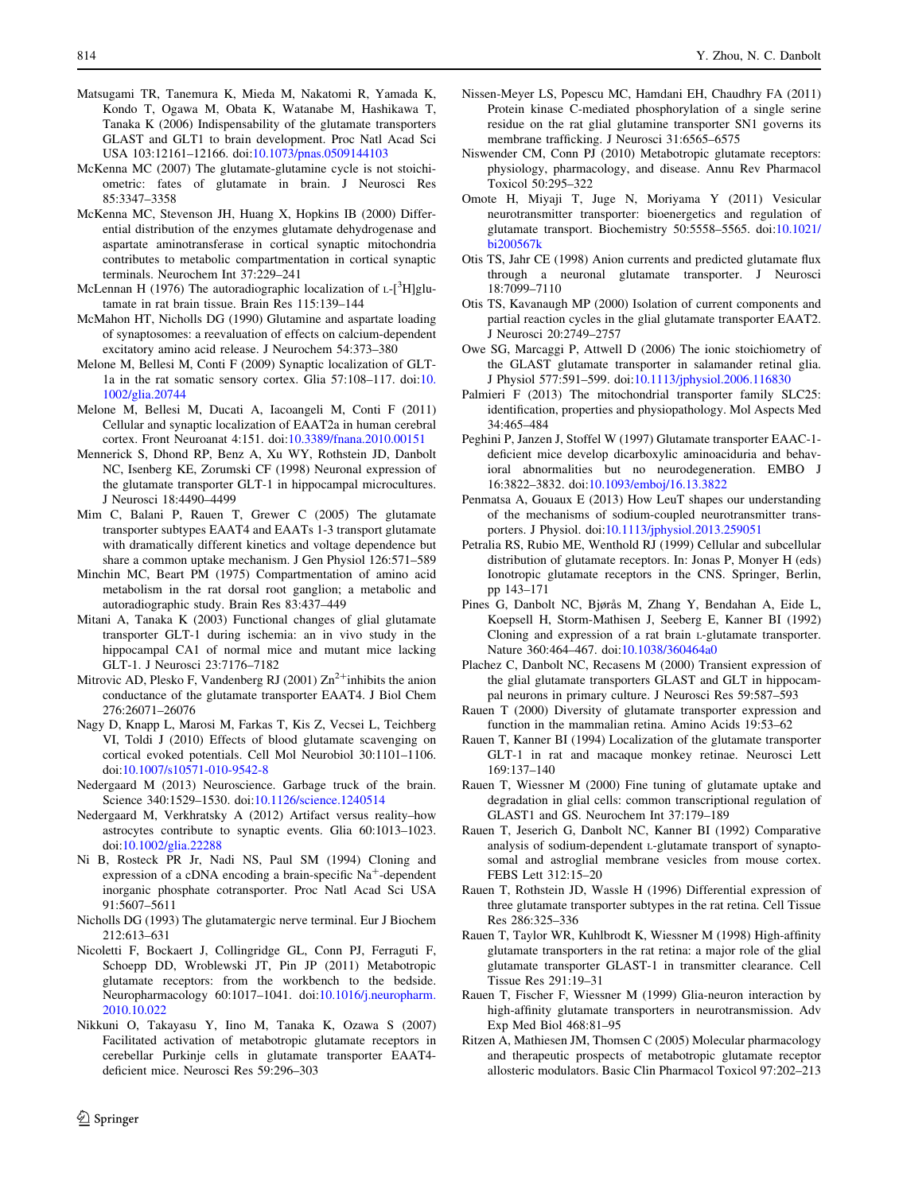Matsugami TR, Tanemura K, Mieda M, Nakatomi R, Yamada K, Kondo T, Ogawa M, Obata K, Watanabe M, Hashikawa T, Tanaka K (2006) Indispensability of the glutamate transporters GLAST and GLT1 to brain development. Proc Natl Acad Sci USA 103:12161–12166. doi:10.1073/pnas.0509144103

McKenna MC (2007) The glutamate-glutamine cycle is not stoichiometric: fates of glutamate in brain. J Neurosci Res 85:3347–3358

McKenna MC, Stevenson JH, Huang X, Hopkins IB (2000) Differential distribution of the enzymes glutamate dehydrogenase and aspartate aminotransferase in cortical synaptic mitochondria contributes to metabolic compartmentation in cortical synaptic terminals. Neurochem Int 37:229–241

McLennan H (1976) The autoradiographic localization of L-[$^3$H]glutamate in rat brain tissue. Brain Res 115:139–144

McMahon HT, Nicholls DG (1990) Glutamine and aspartate loading of synaptosomes: a reevaluation of effects on calcium-dependent excitatory amino acid release. J Neurochem 54:373–380

Melone M, Bellesi M, Conti F (2009) Synaptic localization of GLT-1a in the rat somatic sensory cortex. Glia 57:108–117. doi:10.1002/glia.20744

Melone M, Bellesi M, Ducati A, Iacoangeli M, Conti F (2011) Cellular and synaptic localization of EAAT2a in human cerebral cortex. Front Neuroanat 4:151. doi:10.3389/fnana.2010.00151

Mennerick S, Dhond RP, Benz A, Xu WY, Rothstein JD, Danbolt NC, Isenberg KE, Zorumski CF (1998) Neuronal expression of the glutamate transporter GLT-1 in hippocampal microcultures. J Neurosci 18:4490–4499

Mim C, Balani P, Rauen T, Grewer C (2005) The glutamate transporter subtypes EAAT4 and EAATs 1-3 transport glutamate with dramatically different kinetics and voltage dependence but share a common uptake mechanism. J Gen Physiol 126:571–589

Minchin MC, Beart PM (1975) Compartmentation of amino acid metabolism in the rat dorsal root ganglion; a metabolic and autoradiographic study. Brain Res 83:437–449

Mitani A, Tanaka K (2003) Functional changes of glial glutamate transporter GLT-1 during ischemia: an in vivo study in the hippocampal CA1 of normal mice and mutant mice lacking GLT-1. J Neurosci 23:7176–7182

Mitrovic AD, Plesko F, Vandenberg RJ (2001) $Zn^{2+}$inhibits the anion conductance of the glutamate transporter EAAT4. J Biol Chem 276:26071–26076

Nagy D, Knapp L, Marosi M, Farkas T, Kis Z, Vecsei L, Teichberg VI, Toldi J (2010) Effects of blood glutamate scavenging on cortical evoked potentials. Cell Mol Neurobiol 30:1101–1106. doi:10.1007/s10571-010-9542-8

Nedergaard M (2013) Neuroscience. Garbage truck of the brain. Science 340:1529–1530. doi:10.1126/science.1240514

Nedergaard M, Verkhratsky A (2012) Artifact versus reality–how astrocytes contribute to synaptic events. Glia 60:1013–1023. doi:10.1002/glia.22288

Ni B, Rosteck PR Jr, Nadi NS, Paul SM (1994) Cloning and expression of a cDNA encoding a brain-specific $Na^+$-dependent inorganic phosphate cotransporter. Proc Natl Acad Sci USA 91:5607–5611

Nicholls DG (1993) The glutamatergic nerve terminal. Eur J Biochem 212:613–631

Nicoletti F, Bockaert J, Collingridge GL, Conn PJ, Ferraguti F, Schoepp DD, Wroblewski JT, Pin JP (2011) Metabotropic glutamate receptors: from the workbench to the bedside. Neuropharmacology 60:1017–1041. doi:10.1016/j.neuropharm.2010.10.022

Nikkuni O, Takayasu Y, Iino M, Tanaka K, Ozawa S (2007) Facilitated activation of metabotropic glutamate receptors in cerebellar Purkinje cells in glutamate transporter EAAT4-deficient mice. Neurosci Res 59:296–303

Nissen-Meyer LS, Popescu MC, Hamdani EH, Chaudhry FA (2011) Protein kinase C-mediated phosphorylation of a single serine residue on the rat glial glutamine transporter SN1 governs its membrane trafficking. J Neurosci 31:6565–6575

Niswender CM, Conn PJ (2010) Metabotropic glutamate receptors: physiology, pharmacology, and disease. Annu Rev Pharmacol Toxicol 50:295–322

Omote H, Miyaji T, Juge N, Moriyama Y (2011) Vesicular neurotransmitter transporter: bioenergetics and regulation of glutamate transport. Biochemistry 50:5558–5565. doi:10.1021/bi200567k

Otis TS, Jahr CE (1998) Anion currents and predicted glutamate flux through a neuronal glutamate transporter. J Neurosci 18:7099–7110

Otis TS, Kavanaugh MP (2000) Isolation of current components and partial reaction cycles in the glial glutamate transporter EAAT2. J Neurosci 20:2749–2757

Owe SG, Marcaggi P, Attwell D (2006) The ionic stoichiometry of the GLAST glutamate transporter in salamander retinal glia. J Physiol 577:591–599. doi:10.1113/jphysiol.2006.116830

Palmieri F (2013) The mitochondrial transporter family SLC25: identification, properties and physiopathology. Mol Aspects Med 34:465–484

Peghini P, Janzen J, Stoffel W (1997) Glutamate transporter EAAC-1-deficient mice develop dicarboxylic aminoaciduria and behavioral abnormalities but no neurodegeneration. EMBO J 16:3822–3832. doi:10.1093/emboj/16.13.3822

Penmatsa A, Gouaux E (2013) How LeuT shapes our understanding of the mechanisms of sodium-coupled neurotransmitter transporters. J Physiol. doi:10.1113/jphysiol.2013.259051

Petralia RS, Rubio ME, Wenthold RJ (1999) Cellular and subcellular distribution of glutamate receptors. In: Jonas P, Monyer H (eds) Ionotropic glutamate receptors in the CNS. Springer, Berlin, pp 143–171

Pines G, Danbolt NC, Bjørås M, Zhang Y, Bendahan A, Eide L, Koepsell H, Storm-Mathisen J, Seeberg E, Kanner BI (1992) Cloning and expression of a rat brain L-glutamate transporter. Nature 360:464–467. doi:10.1038/360464a0

Plachez C, Danbolt NC, Recasens M (2000) Transient expression of the glial glutamate transporters GLAST and GLT in hippocampal neurons in primary culture. J Neurosci Res 59:587–593

Rauen T (2000) Diversity of glutamate transporter expression and function in the mammalian retina. Amino Acids 19:53–62

Rauen T, Kanner BI (1994) Localization of the glutamate transporter GLT-1 in rat and macaque monkey retinae. Neurosci Lett 169:137–140

Rauen T, Wiessner M (2000) Fine tuning of glutamate uptake and degradation in glial cells: common transcriptional regulation of GLAST1 and GS. Neurochem Int 37:179–189

Rauen T, Jeserich G, Danbolt NC, Kanner BI (1992) Comparative analysis of sodium-dependent L-glutamate transport of synaptosomal and astroglial membrane vesicles from mouse cortex. FEBS Lett 312:15–20

Rauen T, Rothstein JD, Wassle H (1996) Differential expression of three glutamate transporter subtypes in the rat retina. Cell Tissue Res 286:325–336

Rauen T, Taylor WR, Kuhlbrodt K, Wiessner M (1998) High-affinity glutamate transporters in the rat retina: a major role of the glial glutamate transporter GLAST-1 in transmitter clearance. Cell Tissue Res 291:19–31

Rauen T, Fischer F, Wiessner M (1999) Glia-neuron interaction by high-affinity glutamate transporters in neurotransmission. Adv Exp Med Biol 468:81–95

Ritzen A, Mathiesen JM, Thomsen C (2005) Molecular pharmacology and therapeutic prospects of metabotropic glutamate receptor allosteric modulators. Basic Clin Pharmacol Toxicol 97:202–213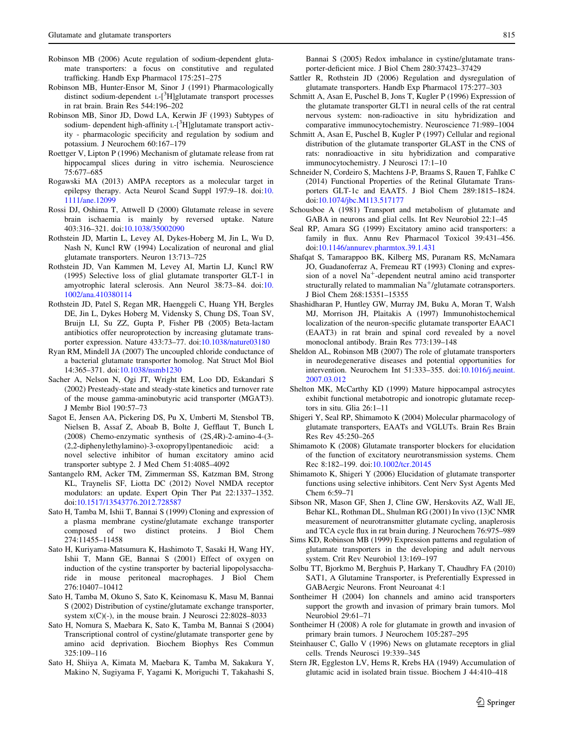Robinson MB (2006) Acute regulation of sodium-dependent glutamate transporters: a focus on constitutive and regulated trafficking. Handb Exp Pharmacol 175:251–275

Robinson MB, Hunter-Ensor M, Sinor J (1991) Pharmacologically distinct sodium-dependent L-[$^3$H]glutamate transport processes in rat brain. Brain Res 544:196–202

Robinson MB, Sinor JD, Dowd LA, Kerwin JF (1993) Subtypes of sodium- dependent high-affinity L-[$^3$H]glutamate transport activity - pharmacologic specificity and regulation by sodium and potassium. J Neurochem 60:167–179

Roettger V, Lipton P (1996) Mechanism of glutamate release from rat hippocampal slices during in vitro ischemia. Neuroscience 75:677–685

Rogawski MA (2013) AMPA receptors as a molecular target in epilepsy therapy. Acta Neurol Scand Suppl 197:9–18. doi:10.1111/ane.12099

Rossi DJ, Oshima T, Attwell D (2000) Glutamate release in severe brain ischaemia is mainly by reversed uptake. Nature 403:316–321. doi:10.1038/35002090

Rothstein JD, Martin L, Levey AI, Dykes-Hoberg M, Jin L, Wu D, Nash N, Kuncl RW (1994) Localization of neuronal and glial glutamate transporters. Neuron 13:713–725

Rothstein JD, Van Kammen M, Levey AI, Martin LJ, Kuncl RW (1995) Selective loss of glial glutamate transporter GLT-1 in amyotrophic lateral sclerosis. Ann Neurol 38:73–84. doi:10.1002/ana.410380114

Rothstein JD, Patel S, Regan MR, Haenggeli C, Huang YH, Bergles DE, Jin L, Dykes Hoberg M, Vidensky S, Chung DS, Toan SV, Bruijn LI, Su ZZ, Gupta P, Fisher PB (2005) Beta-lactam antibiotics offer neuroprotection by increasing glutamate transporter expression. Nature 433:73–77. doi:10.1038/nature03180

Ryan RM, Mindell JA (2007) The uncoupled chloride conductance of a bacterial glutamate transporter homolog. Nat Struct Mol Biol 14:365–371. doi:10.1038/nsmb1230

Sacher A, Nelson N, Ogi JT, Wright EM, Loo DD, Eskandari S (2002) Presteady-state and steady-state kinetics and turnover rate of the mouse gamma-aminobutyric acid transporter (MGAT3). J Membr Biol 190:57–73

Sagot E, Jensen AA, Pickering DS, Pu X, Umberti M, Stensbol TB, Nielsen B, Assaf Z, Aboab B, Bolte J, Gefflaut T, Bunch L (2008) Chemo-enzymatic synthesis of (2S,4R)-2-amino-4-(3-(2,2-diphenylethylamino)-3-oxopropyl)pentanedioic acid: a novel selective inhibitor of human excitatory amino acid transporter subtype 2. J Med Chem 51:4085–4092

Santangelo RM, Acker TM, Zimmerman SS, Katzman BM, Strong KL, Traynelis SF, Liotta DC (2012) Novel NMDA receptor modulators: an update. Expert Opin Ther Pat 22:1337–1352. doi:10.1517/13543776.2012.728587

Sato H, Tamba M, Ishii T, Bannai S (1999) Cloning and expression of a plasma membrane cystine/glutamate exchange transporter composed of two distinct proteins. J Biol Chem 274:11455–11458

Sato H, Kuriyama-Matsumura K, Hashimoto T, Sasaki H, Wang HY, Ishii T, Mann GE, Bannai S (2001) Effect of oxygen on induction of the cystine transporter by bacterial lipopolysaccharide in mouse peritoneal macrophages. J Biol Chem 276:10407–10412

Sato H, Tamba M, Okuno S, Sato K, Keinomasu K, Masu M, Bannai S (2002) Distribution of cystine/glutamate exchange transporter, system x(C)(-), in the mouse brain. J Neurosci 22:8028–8033

Sato H, Nomura S, Maebara K, Sato K, Tamba M, Bannai S (2004) Transcriptional control of cystine/glutamate transporter gene by amino acid deprivation. Biochem Biophys Res Commun 325:109–116

Sato H, Shiiya A, Kimata M, Maebara K, Tamba M, Sakakura Y, Makino N, Sugiyama F, Yagami K, Moriguchi T, Takahashi S, Bannai S (2005) Redox imbalance in cystine/glutamate transporter-deficient mice. J Biol Chem 280:37423–37429

Sattler R, Rothstein JD (2006) Regulation and dysregulation of glutamate transporters. Handb Exp Pharmacol 175:277–303

Schmitt A, Asan E, Puschel B, Jons T, Kugler P (1996) Expression of the glutamate transporter GLT1 in neural cells of the rat central nervous system: non-radioactive in situ hybridization and comparative immunocytochemistry. Neuroscience 71:989–1004

Schmitt A, Asan E, Puschel B, Kugler P (1997) Cellular and regional distribution of the glutamate transporter GLAST in the CNS of rats: nonradioactive in situ hybridization and comparative immunocytochemistry. J Neurosci 17:1–10

Schneider N, Cordeiro S, Machtens J-P, Braams S, Rauen T, Fahlke C (2014) Functional Properties of the Retinal Glutamate Transporters GLT-1c and EAAT5. J Biol Chem 289:1815–1824. doi:10.1074/jbc.M113.517177

Schousboe A (1981) Transport and metabolism of glutamate and GABA in neurons and glial cells. Int Rev Neurobiol 22:1–45

Seal RP, Amara SG (1999) Excitatory amino acid transporters: a family in flux. Annu Rev Pharmacol Toxicol 39:431–456. doi:10.1146/annurev.pharmtox.39.1.431

Shafqat S, Tamarappoo BK, Kilberg MS, Puranam RS, McNamara JO, Guadanoferraz A, Fremeau RT (1993) Cloning and expression of a novel $Na^+$-dependent neutral amino acid transporter structurally related to mammalian $Na^+$/glutamate cotransporters. J Biol Chem 268:15351–15355

Shashidharan P, Huntley GW, Murray JM, Buku A, Moran T, Walsh MJ, Morrison JH, Plaitakis A (1997) Immunohistochemical localization of the neuron-specific glutamate transporter EAAC1 (EAAT3) in rat brain and spinal cord revealed by a novel monoclonal antibody. Brain Res 773:139–148

Sheldon AL, Robinson MB (2007) The role of glutamate transporters in neurodegenerative diseases and potential opportunities for intervention. Neurochem Int 51:333–355. doi:10.1016/j.neuint.2007.03.012

Shelton MK, McCarthy KD (1999) Mature hippocampal astrocytes exhibit functional metabotropic and ionotropic glutamate receptors in situ. Glia 26:1–11

Shigeri Y, Seal RP, Shimamoto K (2004) Molecular pharmacology of glutamate transporters, EAATs and VGLUTs. Brain Res Brain Res Rev 45:250–265

Shimamoto K (2008) Glutamate transporter blockers for elucidation of the function of excitatory neurotransmission systems. Chem Rec 8:182–199. doi:10.1002/tcr.20145

Shimamoto K, Shigeri Y (2006) Elucidation of glutamate transporter functions using selective inhibitors. Cent Nerv Syst Agents Med Chem 6:59–71

Sibson NR, Mason GF, Shen J, Cline GW, Herskovits AZ, Wall JE, Behar KL, Rothman DL, Shulman RG (2001) In vivo (13)C NMR measurement of neurotransmitter glutamate cycling, anaplerosis and TCA cycle flux in rat brain during. J Neurochem 76:975–989

Sims KD, Robinson MB (1999) Expression patterns and regulation of glutamate transporters in the developing and adult nervous system. Crit Rev Neurobiol 13:169–197

Solbu TT, Bjorkmo M, Berghuis P, Harkany T, Chaudhry FA (2010) SAT1, A Glutamine Transporter, is Preferentially Expressed in GABAergic Neurons. Front Neuroanat 4:1

Sontheimer H (2004) Ion channels and amino acid transporters support the growth and invasion of primary brain tumors. Mol Neurobiol 29:61–71

Sontheimer H (2008) A role for glutamate in growth and invasion of primary brain tumors. J Neurochem 105:287–295

Steinhauser C, Gallo V (1996) News on glutamate receptors in glial cells. Trends Neurosci 19:339–345

Stern JR, Eggleston LV, Hems R, Krebs HA (1949) Accumulation of glutamic acid in isolated brain tissue. Biochem J 44:410–418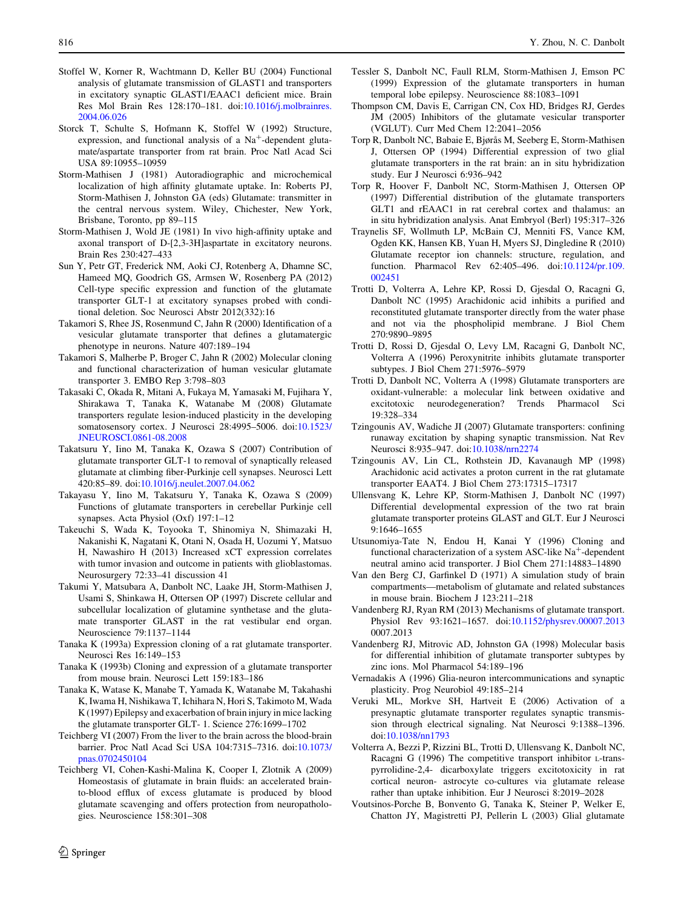Stoffel W, Korner R, Wachtmann D, Keller BU (2004) Functional analysis of glutamate transmission of GLAST1 and transporters in excitatory synaptic GLAST1/EAAC1 deficient mice. Brain Res Mol Brain Res 128:170–181. doi:10.1016/j.molbrainres.2004.06.026

Storck T, Schulte S, Hofmann K, Stoffel W (1992) Structure, expression, and functional analysis of a $Na^+$-dependent glutamate/aspartate transporter from rat brain. Proc Natl Acad Sci USA 89:10955–10959

Storm-Mathisen J (1981) Autoradiographic and microchemical localization of high affinity glutamate uptake. In: Roberts PJ, Storm-Mathisen J, Johnston GA (eds) Glutamate: transmitter in the central nervous system. Wiley, Chichester, New York, Brisbane, Toronto, pp 89–115

Storm-Mathisen J, Wold JE (1981) In vivo high-affinity uptake and axonal transport of D-[2,3-3H]aspartate in excitatory neurons. Brain Res 230:427–433

Sun Y, Petr GT, Frederick NM, Aoki CJ, Rotenberg A, Dhamne SC, Hameed MQ, Goodrich GS, Armsen W, Rosenberg PA (2012) Cell-type specific expression and function of the glutamate transporter GLT-1 at excitatory synapses probed with conditional deletion. Soc Neurosci Abstr 2012(332):16

Takamori S, Rhee JS, Rosenmund C, Jahn R (2000) Identification of a vesicular glutamate transporter that defines a glutamatergic phenotype in neurons. Nature 407:189–194

Takamori S, Malherbe P, Broger C, Jahn R (2002) Molecular cloning and functional characterization of human vesicular glutamate transporter 3. EMBO Rep 3:798–803

Takasaki C, Okada R, Mitani A, Fukaya M, Yamasaki M, Fujihara Y, Shirakawa T, Tanaka K, Watanabe M (2008) Glutamate transporters regulate lesion-induced plasticity in the developing somatosensory cortex. J Neurosci 28:4995–5006. doi:10.1523/JNEUROSCI.0861-08.2008

Takatsuru Y, Iino M, Tanaka K, Ozawa S (2007) Contribution of glutamate transporter GLT-1 to removal of synaptically released glutamate at climbing fiber-Purkinje cell synapses. Neurosci Lett 420:85–89. doi:10.1016/j.neulet.2007.04.062

Takayasu Y, Iino M, Takatsuru Y, Tanaka K, Ozawa S (2009) Functions of glutamate transporters in cerebellar Purkinje cell synapses. Acta Physiol (Oxf) 197:1–12

Takeuchi S, Wada K, Toyooka T, Shinomiya N, Shimazaki H, Nakanishi K, Nagatani K, Otani N, Osada H, Uozumi Y, Matsuo H, Nawashiro H (2013) Increased xCT expression correlates with tumor invasion and outcome in patients with glioblastomas. Neurosurgery 72:33–41 discussion 41

Takumi Y, Matsubara A, Danbolt NC, Laake JH, Storm-Mathisen J, Usami S, Shinkawa H, Ottersen OP (1997) Discrete cellular and subcellular localization of glutamine synthetase and the glutamate transporter GLAST in the rat vestibular end organ. Neuroscience 79:1137–1144

Tanaka K (1993a) Expression cloning of a rat glutamate transporter. Neurosci Res 16:149–153

Tanaka K (1993b) Cloning and expression of a glutamate transporter from mouse brain. Neurosci Lett 159:183–186

Tanaka K, Watase K, Manabe T, Yamada K, Watanabe M, Takahashi K, Iwama H, Nishikawa T, Ichihara N, Hori S, Takimoto M, Wada K (1997) Epilepsy and exacerbation of brain injury in mice lacking the glutamate transporter GLT- 1. Science 276:1699–1702

Teichberg VI (2007) From the liver to the brain across the blood-brain barrier. Proc Natl Acad Sci USA 104:7315–7316. doi:10.1073/pnas.0702450104

Teichberg VI, Cohen-Kashi-Malina K, Cooper I, Zlotnik A (2009) Homeostasis of glutamate in brain fluids: an accelerated brain-to-blood efflux of excess glutamate is produced by blood glutamate scavenging and offers protection from neuropathologies. Neuroscience 158:301–308

Tessler S, Danbolt NC, Faull RLM, Storm-Mathisen J, Emson PC (1999) Expression of the glutamate transporters in human temporal lobe epilepsy. Neuroscience 88:1083–1091

Thompson CM, Davis E, Carrigan CN, Cox HD, Bridges RJ, Gerdes JM (2005) Inhibitors of the glutamate vesicular transporter (VGLUT). Curr Med Chem 12:2041–2056

Torp R, Danbolt NC, Babaie E, Bjørås M, Seeberg E, Storm-Mathisen J, Ottersen OP (1994) Differential expression of two glial glutamate transporters in the rat brain: an in situ hybridization study. Eur J Neurosci 6:936–942

Torp R, Hoover F, Danbolt NC, Storm-Mathisen J, Ottersen OP (1997) Differential distribution of the glutamate transporters GLT1 and rEAAC1 in rat cerebral cortex and thalamus: an in situ hybridization analysis. Anat Embryol (Berl) 195:317–326

Traynelis SF, Wollmuth LP, McBain CJ, Menniti FS, Vance KM, Ogden KK, Hansen KB, Yuan H, Myers SJ, Dingledine R (2010) Glutamate receptor ion channels: structure, regulation, and function. Pharmacol Rev 62:405–496. doi:10.1124/pr.109.002451

Trotti D, Volterra A, Lehre KP, Rossi D, Gjesdal O, Racagni G, Danbolt NC (1995) Arachidonic acid inhibits a purified and reconstituted glutamate transporter directly from the water phase and not via the phospholipid membrane. J Biol Chem 270:9890–9895

Trotti D, Rossi D, Gjesdal O, Levy LM, Racagni G, Danbolt NC, Volterra A (1996) Peroxynitrite inhibits glutamate transporter subtypes. J Biol Chem 271:5976–5979

Trotti D, Danbolt NC, Volterra A (1998) Glutamate transporters are oxidant-vulnerable: a molecular link between altered glutamate uptake and excitotoxic neurodegeneration? Trends Pharmacol Sci 19:328–334

Tzingounis AV, Wadiche JI (2007) Glutamate transporters: confining runaway excitation by shaping synaptic transmission. Nat Rev Neurosci 8:935–947. doi:10.1038/nrn2274

Tzingounis AV, Lin CL, Rothstein JD, Kavanaugh MP (1998) Arachidonic acid activates a proton current in the rat glutamate transporter EAAT4. J Biol Chem 273:17315–17317

Ullensvang K, Lehre KP, Storm-Mathisen J, Danbolt NC (1997) Differential developmental expression of the two rat brain glutamate transporter proteins GLAST and GLT. Eur J Neurosci 9:1646–1655

Utsunomiya-Tate N, Endou H, Kanai Y (1996) Cloning and functional characterization of a system ASC-like $Na^+$-dependent neutral amino acid transporter. J Biol Chem 271:14883–14890

Van den Berg CJ, Garfinkel D (1971) A simulation study of brain compartments—metabolism of glutamate and related substances in mouse brain. Biochem J 123:211–218

Vandenberg RJ, Ryan RM (2013) Mechanisms of glutamate transport. Physiol Rev 93:1621–1657. doi:10.1152/physrev.00007.2013 0007.2013

Vandenberg RJ, Mitrovic AD, Johnston GA (1998) Molecular basis for differential inhibition of glutamate transporter subtypes by zinc ions. Mol Pharmacol 54:189–196

Vernadakis A (1996) Glia-neuron intercommunications and synaptic plasticity. Prog Neurobiol 49:185–214

Veruki ML, Morkve SH, Hartveit E (2006) Activation of a presynaptic glutamate transporter regulates synaptic transmission through electrical signaling. Nat Neurosci 9:1388–1396. doi:10.1038/nn1793

Volterra A, Bezzi P, Rizzini BL, Trotti D, Ullensvang K, Danbolt NC, Racagni G (1996) The competitive transport inhibitor L-trans-pyrrolidine-2,4- dicarboxylate triggers excitotoxicity in rat cortical neuron- astrocyte co-cultures via glutamate release rather than uptake inhibition. Eur J Neurosci 8:2019–2028

Voutsinos-Porche B, Bonvento G, Tanaka K, Steiner P, Welker E, Chatton JY, Magistretti PJ, Pellerin L (2003) Glial glutamate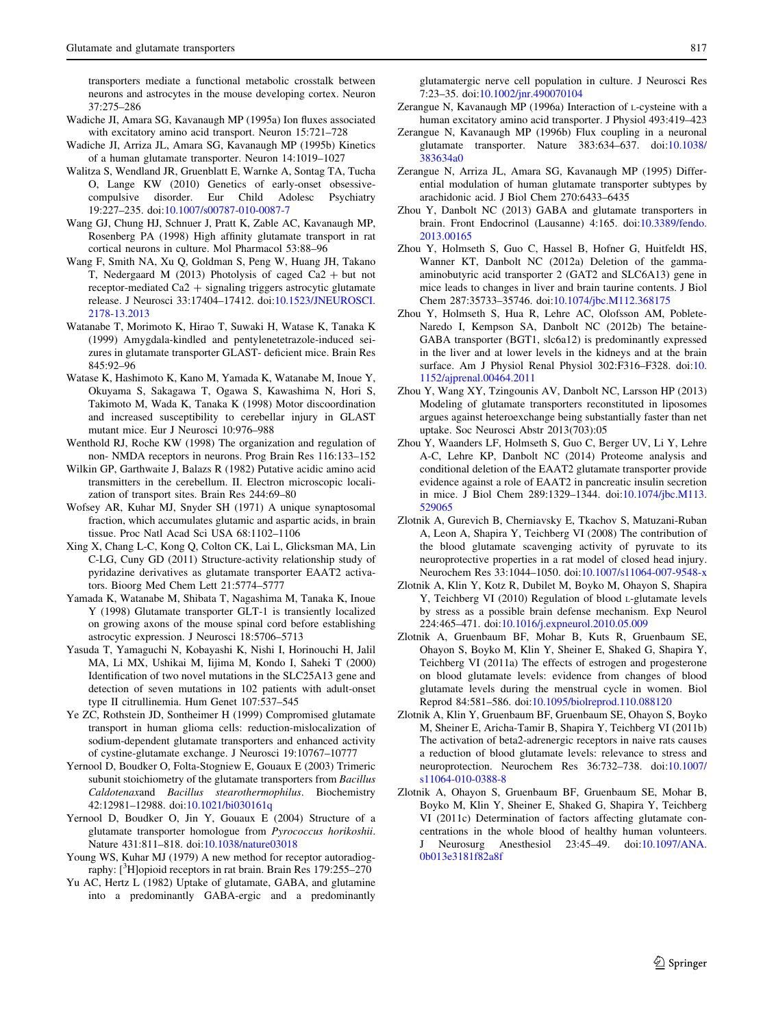transporters mediate a functional metabolic crosstalk between neurons and astrocytes in the mouse developing cortex. Neuron 37:275–286

Wadiche JI, Amara SG, Kavanaugh MP (1995a) Ion fluxes associated with excitatory amino acid transport. Neuron 15:721–728

Wadiche JI, Arriza JL, Amara SG, Kavanaugh MP (1995b) Kinetics of a human glutamate transporter. Neuron 14:1019–1027

Walitza S, Wendland JR, Gruenblatt E, Warnke A, Sontag TA, Tucha O, Lange KW (2010) Genetics of early-onset obsessive-compulsive disorder. Eur Child Adolesc Psychiatry 19:227–235. doi:10.1007/s00787-010-0087-7

Wang GJ, Chung HJ, Schnuer J, Pratt K, Zable AC, Kavanaugh MP, Rosenberg PA (1998) High affinity glutamate transport in rat cortical neurons in culture. Mol Pharmacol 53:88–96

Wang F, Smith NA, Xu Q, Goldman S, Peng W, Huang JH, Takano T, Nedergaard M (2013) Photolysis of caged Ca2 + but not receptor-mediated Ca2 + signaling triggers astrocytic glutamate release. J Neurosci 33:17404–17412. doi:10.1523/JNEUROSCI.2178-13.2013

Watanabe T, Morimoto K, Hirao T, Suwaki H, Watase K, Tanaka K (1999) Amygdala-kindled and pentylenetetrazole-induced seizures in glutamate transporter GLAST- deficient mice. Brain Res 845:92–96

Watase K, Hashimoto K, Kano M, Yamada K, Watanabe M, Inoue Y, Okuyama S, Sakagawa T, Ogawa S, Kawashima N, Hori S, Takimoto M, Wada K, Tanaka K (1998) Motor discoordination and increased susceptibility to cerebellar injury in GLAST mutant mice. Eur J Neurosci 10:976–988

Wenthold RJ, Roche KW (1998) The organization and regulation of non- NMDA receptors in neurons. Prog Brain Res 116:133–152

Wilkin GP, Garthwaite J, Balazs R (1982) Putative acidic amino acid transmitters in the cerebellum. II. Electron microscopic localization of transport sites. Brain Res 244:69–80

Wofsey AR, Kuhar MJ, Snyder SH (1971) A unique synaptosomal fraction, which accumulates glutamic and aspartic acids, in brain tissue. Proc Natl Acad Sci USA 68:1102–1106

Xing X, Chang L-C, Kong Q, Colton CK, Lai L, Glicksman MA, Lin C-LG, Cuny GD (2011) Structure-activity relationship study of pyridazine derivatives as glutamate transporter EAAT2 activators. Bioorg Med Chem Lett 21:5774–5777

Yamada K, Watanabe M, Shibata T, Nagashima M, Tanaka K, Inoue Y (1998) Glutamate transporter GLT-1 is transiently localized on growing axons of the mouse spinal cord before establishing astrocytic expression. J Neurosci 18:5706–5713

Yasuda T, Yamaguchi N, Kobayashi K, Nishi I, Horinouchi H, Jalil MA, Li MX, Ushikai M, Iijima M, Kondo I, Saheki T (2000) Identification of two novel mutations in the SLC25A13 gene and detection of seven mutations in 102 patients with adult-onset type II citrullinemia. Hum Genet 107:537–545

Ye ZC, Rothstein JD, Sontheimer H (1999) Compromised glutamate transport in human glioma cells: reduction-mislocalization of sodium-dependent glutamate transporters and enhanced activity of cystine-glutamate exchange. J Neurosci 19:10767–10777

Yernool D, Boudker O, Folta-Stogniew E, Gouaux E (2003) Trimeric subunit stoichiometry of the glutamate transporters from *Bacillus Caldotenax*and *Bacillus stearothermophilus*. Biochemistry 42:12981–12988. doi:10.1021/bi030161q

Yernool D, Boudker O, Jin Y, Gouaux E (2004) Structure of a glutamate transporter homologue from *Pyrococcus horikoshii*. Nature 431:811–818. doi:10.1038/nature03018

Young WS, Kuhar MJ (1979) A new method for receptor autoradiography: [$^{3}$H]opioid receptors in rat brain. Brain Res 179:255–270

Yu AC, Hertz L (1982) Uptake of glutamate, GABA, and glutamine into a predominantly GABA-ergic and a predominantly glutamatergic nerve cell population in culture. J Neurosci Res 7:23–35. doi:10.1002/jnr.490070104

Zerangue N, Kavanaugh MP (1996a) Interaction of L-cysteine with a human excitatory amino acid transporter. J Physiol 493:419–423

Zerangue N, Kavanaugh MP (1996b) Flux coupling in a neuronal glutamate transporter. Nature 383:634–637. doi:10.1038/383634a0

Zerangue N, Arriza JL, Amara SG, Kavanaugh MP (1995) Differential modulation of human glutamate transporter subtypes by arachidonic acid. J Biol Chem 270:6433–6435

Zhou Y, Danbolt NC (2013) GABA and glutamate transporters in brain. Front Endocrinol (Lausanne) 4:165. doi:10.3389/fendo.2013.00165

Zhou Y, Holmseth S, Guo C, Hassel B, Hofner G, Huitfeldt HS, Wanner KT, Danbolt NC (2012a) Deletion of the gamma-aminobutyric acid transporter 2 (GAT2 and SLC6A13) gene in mice leads to changes in liver and brain taurine contents. J Biol Chem 287:35733–35746. doi:10.1074/jbc.M112.368175

Zhou Y, Holmseth S, Hua R, Lehre AC, Olofsson AM, Poblete-Naredo I, Kempson SA, Danbolt NC (2012b) The betaine-GABA transporter (BGT1, slc6a12) is predominantly expressed in the liver and at lower levels in the kidneys and at the brain surface. Am J Physiol Renal Physiol 302:F316–F328. doi:10.1152/ajprenal.00464.2011

Zhou Y, Wang XY, Tzingounis AV, Danbolt NC, Larsson HP (2013) Modeling of glutamate transporters reconstituted in liposomes argues against heteroexchange being substantially faster than net uptake. Soc Neurosci Abstr 2013(703):05

Zhou Y, Waanders LF, Holmseth S, Guo C, Berger UV, Li Y, Lehre A-C, Lehre KP, Danbolt NC (2014) Proteome analysis and conditional deletion of the EAAT2 glutamate transporter provide evidence against a role of EAAT2 in pancreatic insulin secretion in mice. J Biol Chem 289:1329–1344. doi:10.1074/jbc.M113.529065

Zlotnik A, Gurevich B, Cherniavsky E, Tkachov S, Matuzani-Ruban A, Leon A, Shapira Y, Teichberg VI (2008) The contribution of the blood glutamate scavenging activity of pyruvate to its neuroprotective properties in a rat model of closed head injury. Neurochem Res 33:1044–1050. doi:10.1007/s11064-007-9548-x

Zlotnik A, Klin Y, Kotz R, Dubilet M, Boyko M, Ohayon S, Shapira Y, Teichberg VI (2010) Regulation of blood L-glutamate levels by stress as a possible brain defense mechanism. Exp Neurol 224:465–471. doi:10.1016/j.expneurol.2010.05.009

Zlotnik A, Gruenbaum BF, Mohar B, Kuts R, Gruenbaum SE, Ohayon S, Boyko M, Klin Y, Sheiner E, Shaked G, Shapira Y, Teichberg VI (2011a) The effects of estrogen and progesterone on blood glutamate levels: evidence from changes of blood glutamate levels during the menstrual cycle in women. Biol Reprod 84:581–586. doi:10.1095/biolreprod.110.088120

Zlotnik A, Klin Y, Gruenbaum BF, Gruenbaum SE, Ohayon S, Boyko M, Sheiner E, Aricha-Tamir B, Shapira Y, Teichberg VI (2011b) The activation of beta2-adrenergic receptors in naive rats causes a reduction of blood glutamate levels: relevance to stress and neuroprotection. Neurochem Res 36:732–738. doi:10.1007/s11064-010-0388-8

Zlotnik A, Ohayon S, Gruenbaum BF, Gruenbaum SE, Mohar B, Boyko M, Klin Y, Sheiner E, Shaked G, Shapira Y, Teichberg VI (2011c) Determination of factors affecting glutamate concentrations in the whole blood of healthy human volunteers. J Neurosurg Anesthesiol 23:45–49. doi:10.1097/ANA.0b013e3181f82a8f